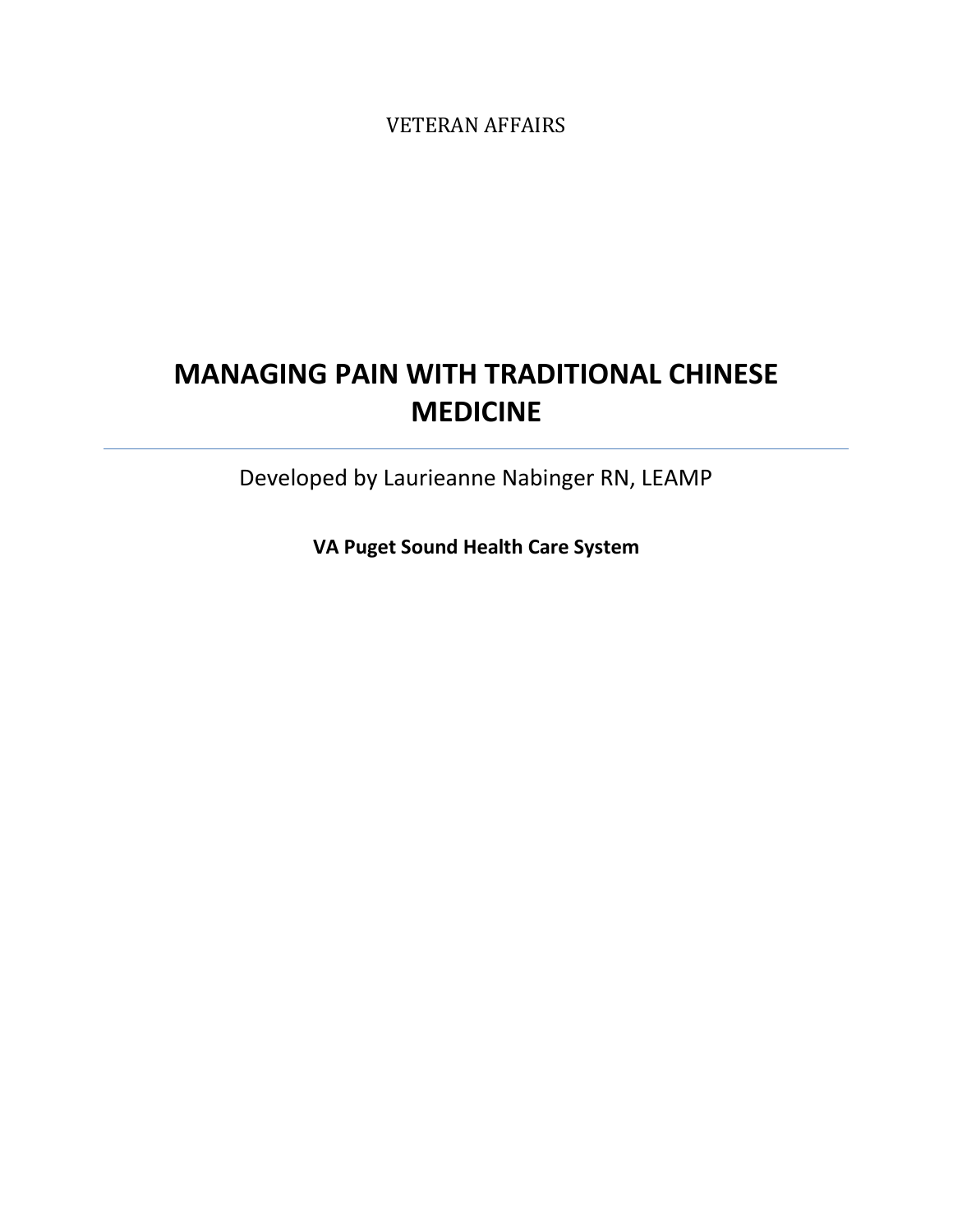VETERAN AFFAIRS

# MANAGING PAIN WITH TRADITIONAL CHINESE MEDICINE

---

Developed by Laurieanne Nabinger RN, LEAMP

**VA Puget Sound Health Care System**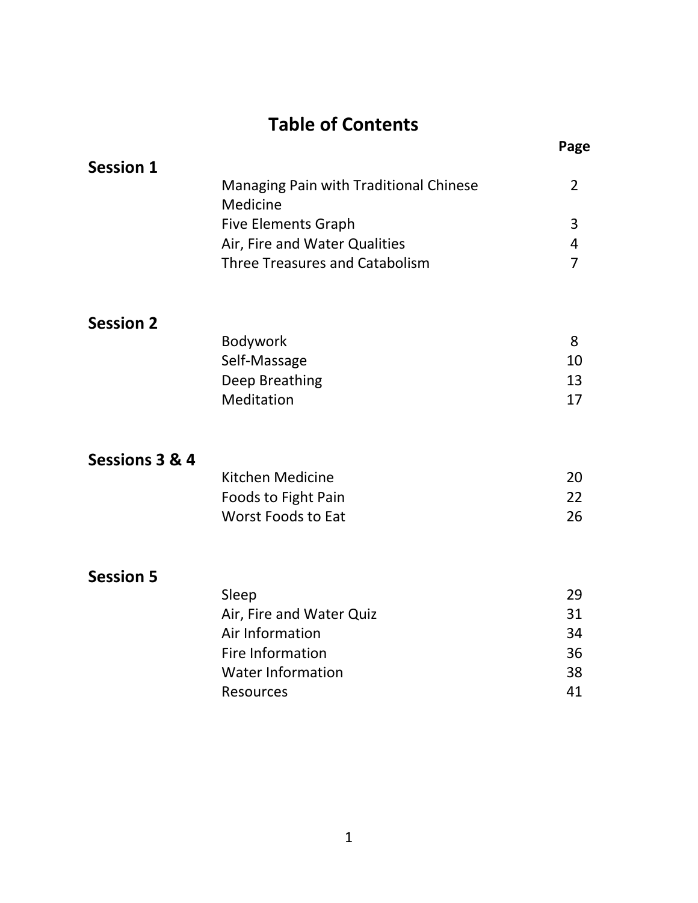# Table of Contents

| | | Page |
|---|---|---|
| **Session 1** | | |
| | Managing Pain with Traditional Chinese Medicine | 2 |
| | Five Elements Graph | 3 |
| | Air, Fire and Water Qualities | 4 |
| | Three Treasures and Catabolism | 7 |
| **Session 2** | | |
| | Bodywork | 8 |
| | Self-Massage | 10 |
| | Deep Breathing | 13 |
| | Meditation | 17 |
| **Sessions 3 & 4** | | |
| | Kitchen Medicine | 20 |
| | Foods to Fight Pain | 22 |
| | Worst Foods to Eat | 26 |
| **Session 5** | | |
| | Sleep | 29 |
| | Air, Fire and Water Quiz | 31 |
| | Air Information | 34 |
| | Fire Information | 36 |
| | Water Information | 38 |
| | Resources | 41 |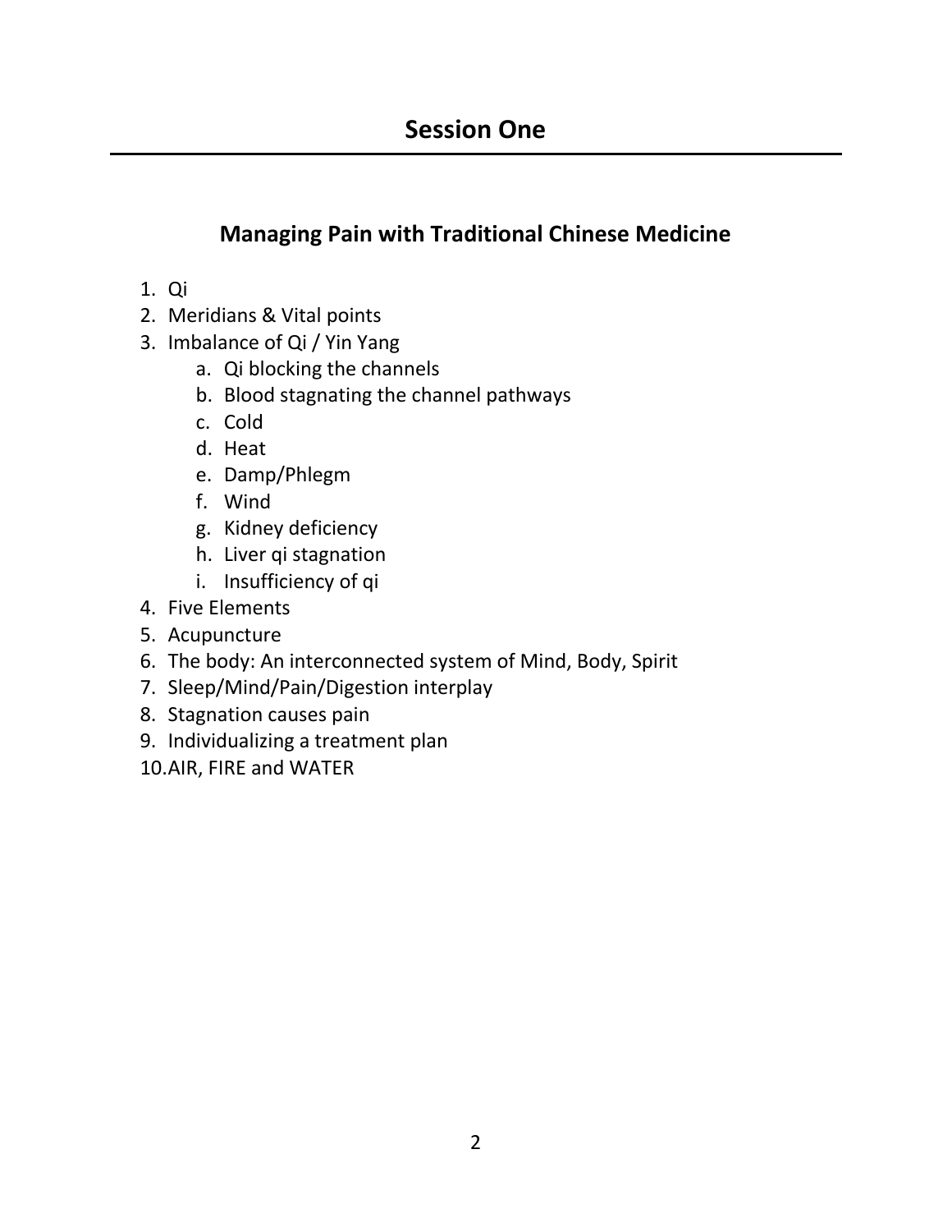# Session One

## Managing Pain with Traditional Chinese Medicine

1. Qi
2. Meridians & Vital points
3. Imbalance of Qi / Yin Yang
    a. Qi blocking the channels
    b. Blood stagnating the channel pathways
    c. Cold
    d. Heat
    e. Damp/Phlegm
    f. Wind
    g. Kidney deficiency
    h. Liver qi stagnation
    i. Insufficiency of qi
4. Five Elements
5. Acupuncture
6. The body: An interconnected system of Mind, Body, Spirit
7. Sleep/Mind/Pain/Digestion interplay
8. Stagnation causes pain
9. Individualizing a treatment plan
10. AIR, FIRE and WATER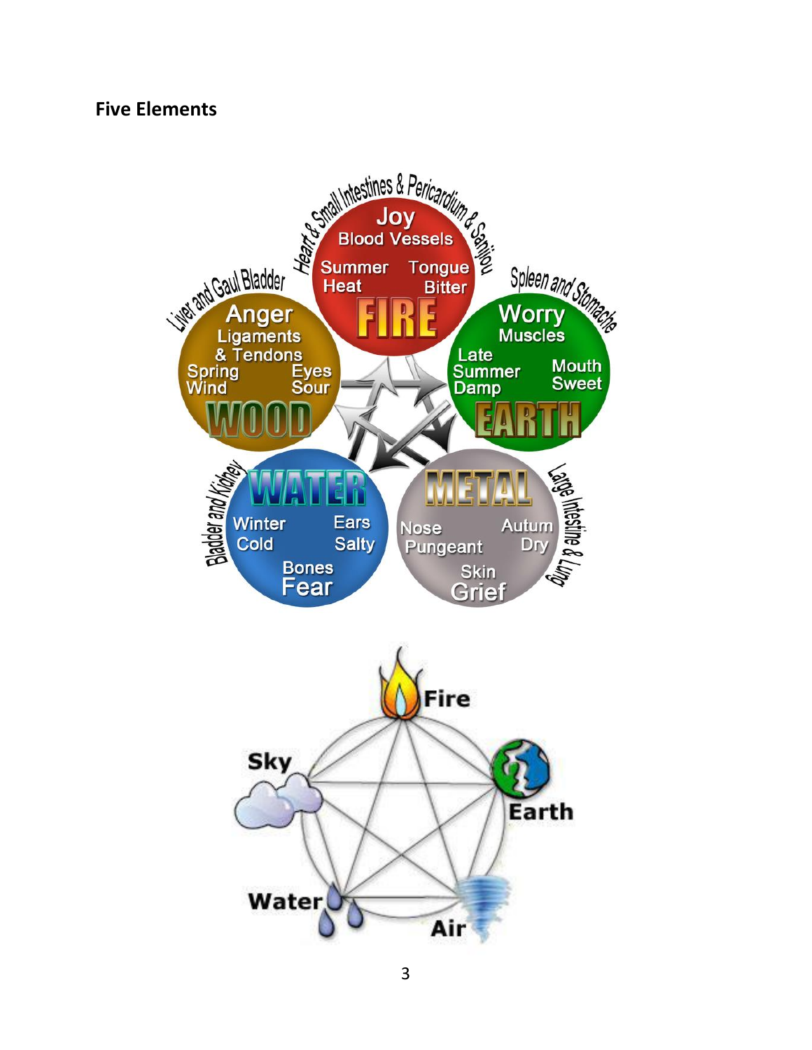## Five Elements

**FIRE** – Heart & Small Intestines & Pericardium & Sanjiou
- Joy
- Blood Vessels
- Summer
- Heat
- Tongue
- Bitter

**EARTH** – Spleen and Stomache
- Worry
- Muscles
- Late Summer
- Damp
- Mouth
- Sweet

**METAL** – Large Intestine & Lung
- Nose
- Pungeant
- Autum
- Dry
- Skin
- Grief

**WATER** – Bladder and Kidney
- Winter
- Cold
- Ears
- Salty
- Bones
- Fear

**WOOD** – Liver and Gaul Bladder
- Anger
- Ligaments & Tendons
- Spring
- Wind
- Eyes
- Sour

Fire

Earth

Air

Water

Sky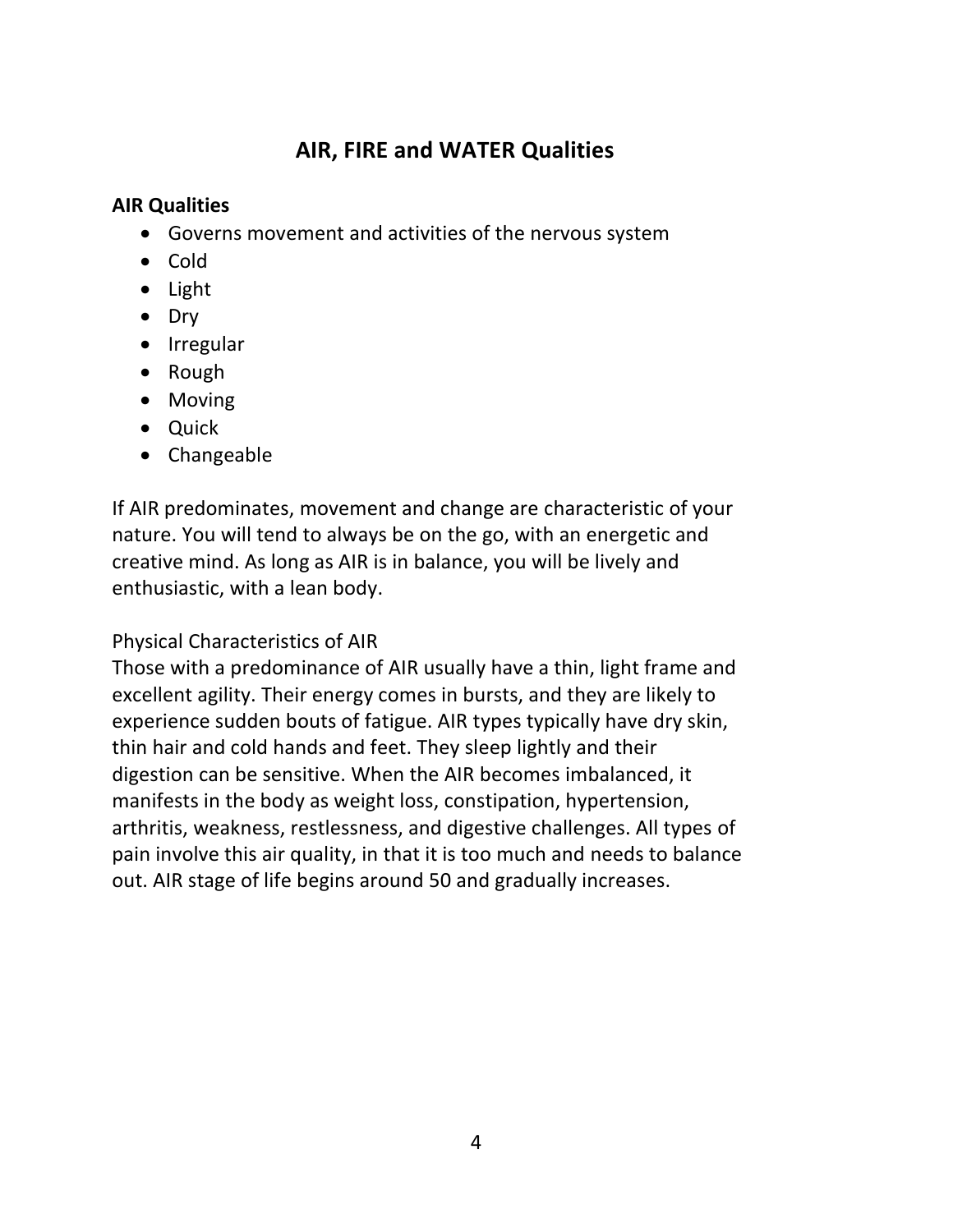## AIR, FIRE and WATER Qualities

### AIR Qualities

- Governs movement and activities of the nervous system
- Cold
- Light
- Dry
- Irregular
- Rough
- Moving
- Quick
- Changeable

If AIR predominates, movement and change are characteristic of your nature. You will tend to always be on the go, with an energetic and creative mind. As long as AIR is in balance, you will be lively and enthusiastic, with a lean body.

Physical Characteristics of AIR

Those with a predominance of AIR usually have a thin, light frame and excellent agility. Their energy comes in bursts, and they are likely to experience sudden bouts of fatigue. AIR types typically have dry skin, thin hair and cold hands and feet. They sleep lightly and their digestion can be sensitive. When the AIR becomes imbalanced, it manifests in the body as weight loss, constipation, hypertension, arthritis, weakness, restlessness, and digestive challenges. All types of pain involve this air quality, in that it is too much and needs to balance out. AIR stage of life begins around 50 and gradually increases.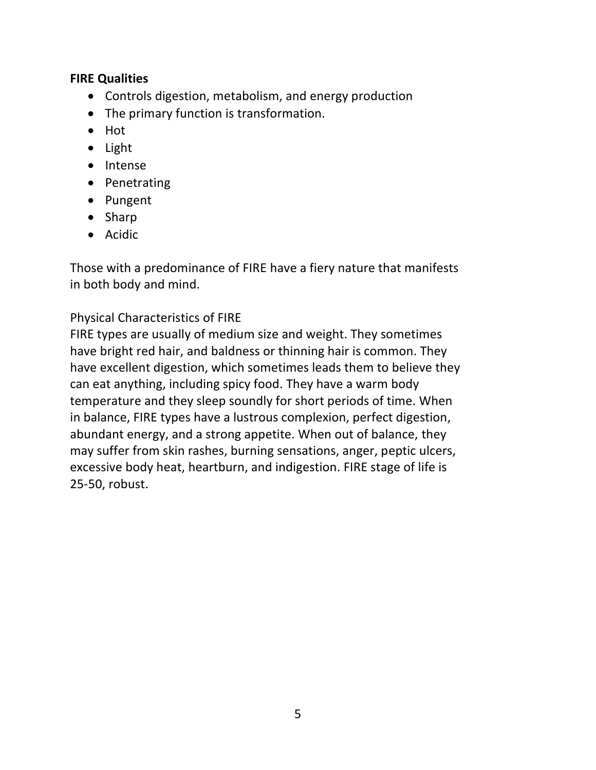**FIRE Qualities**

- Controls digestion, metabolism, and energy production
- The primary function is transformation.
- Hot
- Light
- Intense
- Penetrating
- Pungent
- Sharp
- Acidic

Those with a predominance of FIRE have a fiery nature that manifests in both body and mind.

Physical Characteristics of FIRE

FIRE types are usually of medium size and weight. They sometimes have bright red hair, and baldness or thinning hair is common. They have excellent digestion, which sometimes leads them to believe they can eat anything, including spicy food. They have a warm body temperature and they sleep soundly for short periods of time. When in balance, FIRE types have a lustrous complexion, perfect digestion, abundant energy, and a strong appetite. When out of balance, they may suffer from skin rashes, burning sensations, anger, peptic ulcers, excessive body heat, heartburn, and indigestion. FIRE stage of life is 25-50, robust.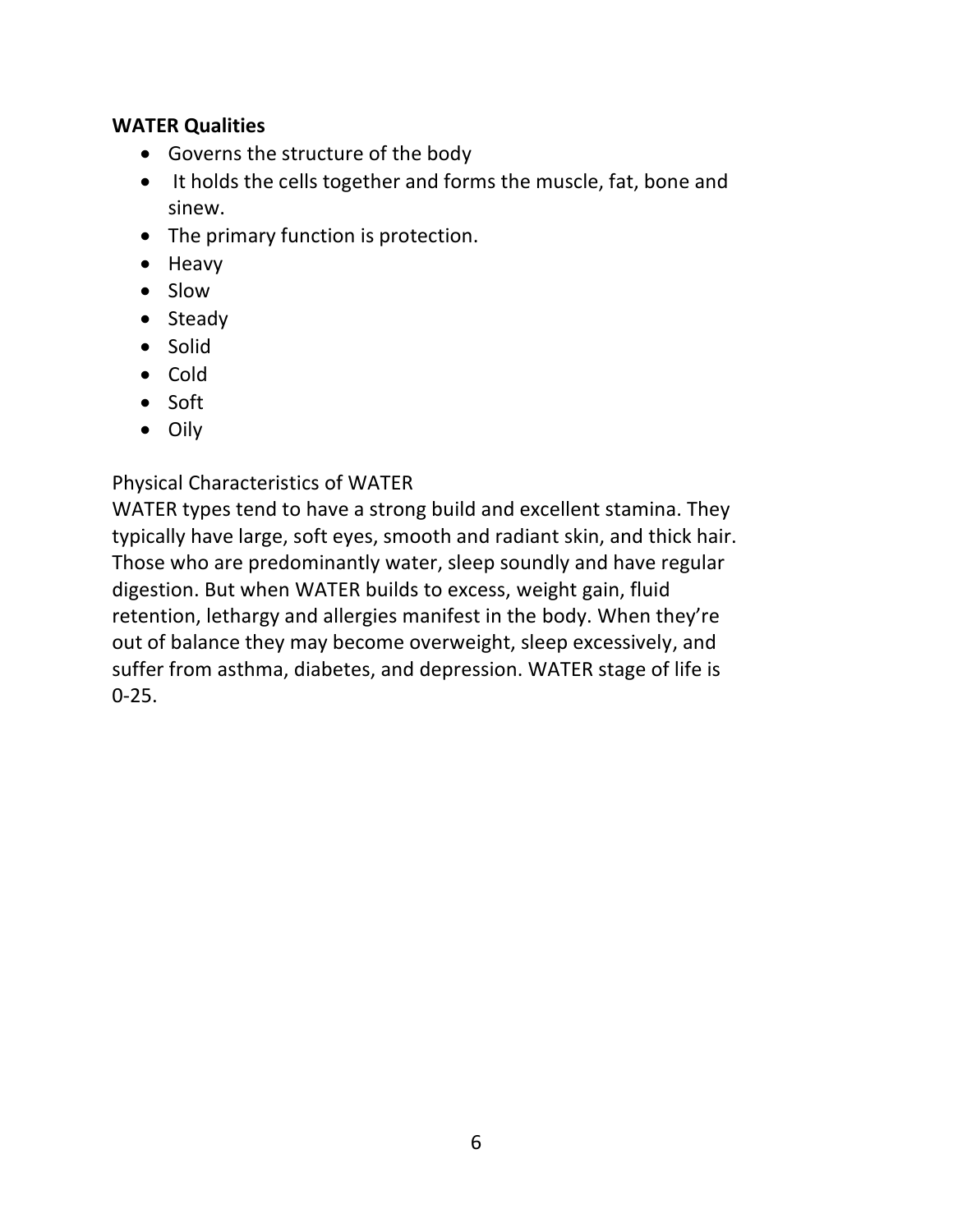**WATER Qualities**

- Governs the structure of the body
- It holds the cells together and forms the muscle, fat, bone and sinew.
- The primary function is protection.
- Heavy
- Slow
- Steady
- Solid
- Cold
- Soft
- Oily

Physical Characteristics of WATER

WATER types tend to have a strong build and excellent stamina. They typically have large, soft eyes, smooth and radiant skin, and thick hair. Those who are predominantly water, sleep soundly and have regular digestion. But when WATER builds to excess, weight gain, fluid retention, lethargy and allergies manifest in the body. When they're out of balance they may become overweight, sleep excessively, and suffer from asthma, diabetes, and depression. WATER stage of life is 0-25.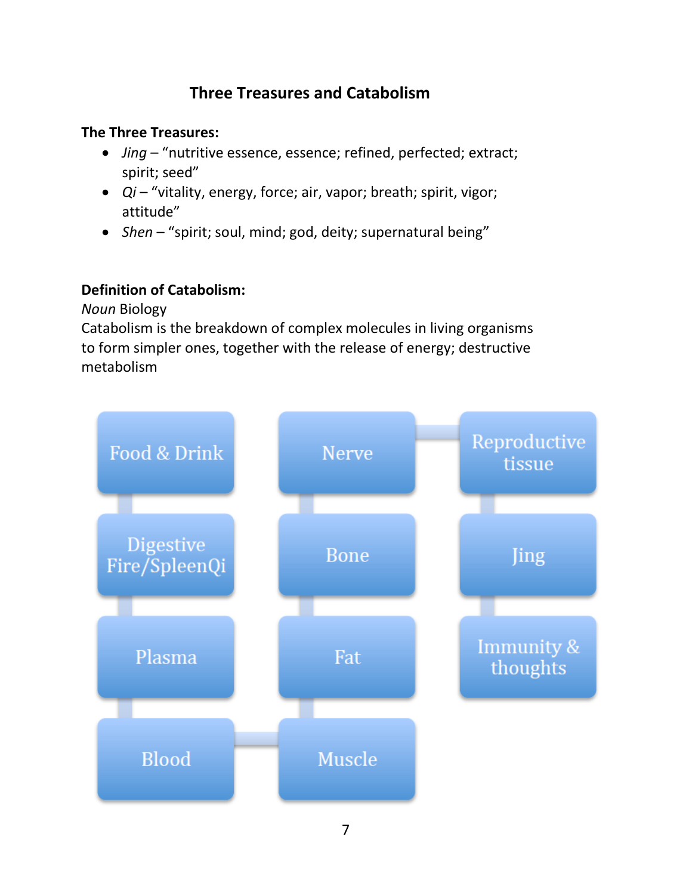## Three Treasures and Catabolism

**The Three Treasures:**

- *Jing* – "nutritive essence, essence; refined, perfected; extract; spirit; seed"
- *Qi* – "vitality, energy, force; air, vapor; breath; spirit, vigor; attitude"
- *Shen* – "spirit; soul, mind; god, deity; supernatural being"

**Definition of Catabolism:**

*Noun* Biology

Catabolism is the breakdown of complex molecules in living organisms to form simpler ones, together with the release of energy; destructive metabolism

Food & Drink → Digestive Fire/SpleenQi → Plasma → Blood → Muscle → Fat → Bone → Nerve → Reproductive tissue → Jing → Immunity & thoughts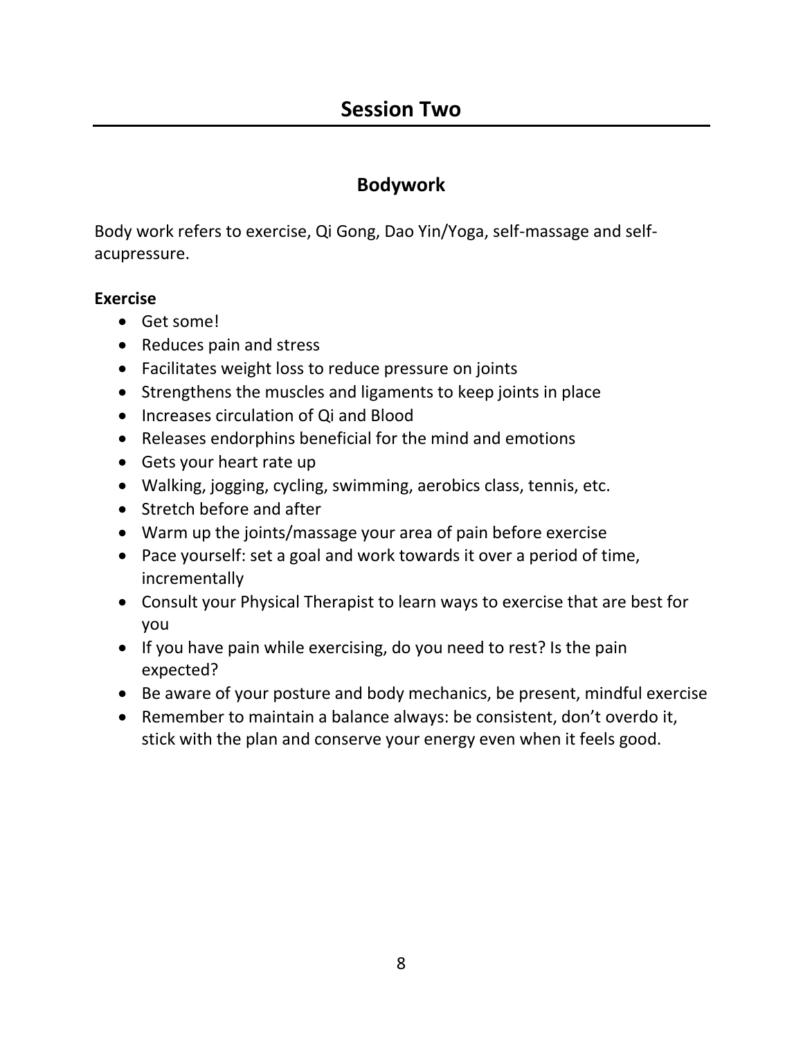# Session Two

## Bodywork

Body work refers to exercise, Qi Gong, Dao Yin/Yoga, self-massage and self-acupressure.

**Exercise**

- Get some!
- Reduces pain and stress
- Facilitates weight loss to reduce pressure on joints
- Strengthens the muscles and ligaments to keep joints in place
- Increases circulation of Qi and Blood
- Releases endorphins beneficial for the mind and emotions
- Gets your heart rate up
- Walking, jogging, cycling, swimming, aerobics class, tennis, etc.
- Stretch before and after
- Warm up the joints/massage your area of pain before exercise
- Pace yourself: set a goal and work towards it over a period of time, incrementally
- Consult your Physical Therapist to learn ways to exercise that are best for you
- If you have pain while exercising, do you need to rest? Is the pain expected?
- Be aware of your posture and body mechanics, be present, mindful exercise
- Remember to maintain a balance always: be consistent, don't overdo it, stick with the plan and conserve your energy even when it feels good.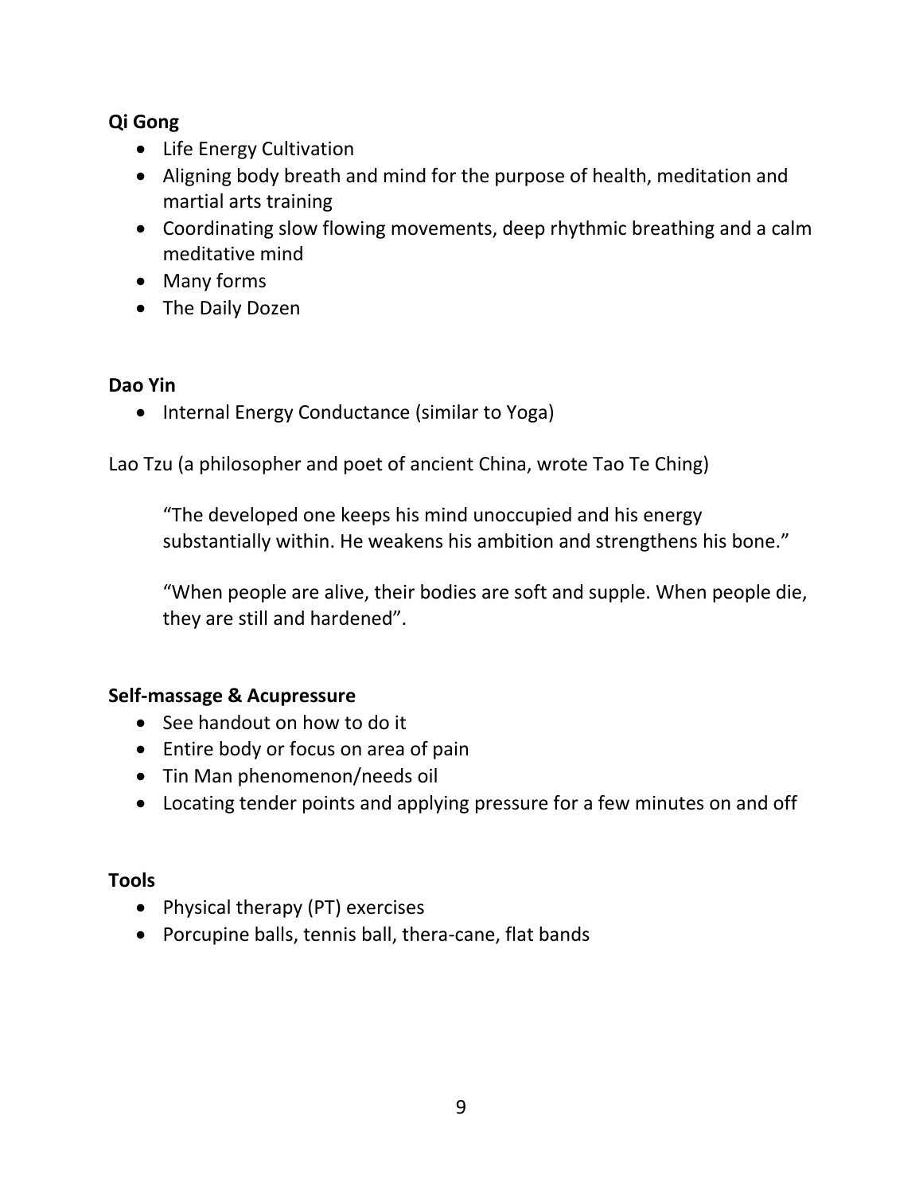**Qi Gong**

- Life Energy Cultivation
- Aligning body breath and mind for the purpose of health, meditation and martial arts training
- Coordinating slow flowing movements, deep rhythmic breathing and a calm meditative mind
- Many forms
- The Daily Dozen

**Dao Yin**

- Internal Energy Conductance (similar to Yoga)

Lao Tzu (a philosopher and poet of ancient China, wrote Tao Te Ching)

> “The developed one keeps his mind unoccupied and his energy substantially within. He weakens his ambition and strengthens his bone.”
>
> “When people are alive, their bodies are soft and supple. When people die, they are still and hardened”.

**Self-massage & Acupressure**

- See handout on how to do it
- Entire body or focus on area of pain
- Tin Man phenomenon/needs oil
- Locating tender points and applying pressure for a few minutes on and off

**Tools**

- Physical therapy (PT) exercises
- Porcupine balls, tennis ball, thera-cane, flat bands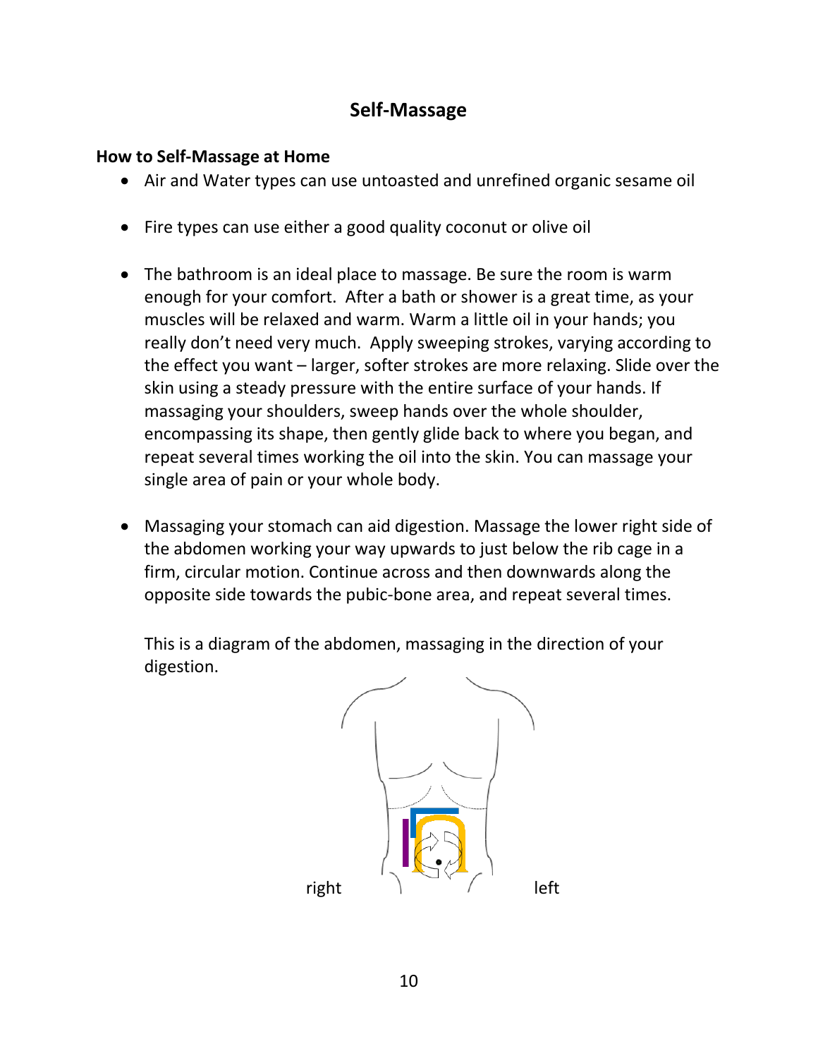# Self-Massage

**How to Self-Massage at Home**

- Air and Water types can use untoasted and unrefined organic sesame oil
- Fire types can use either a good quality coconut or olive oil
- The bathroom is an ideal place to massage. Be sure the room is warm enough for your comfort. After a bath or shower is a great time, as your muscles will be relaxed and warm. Warm a little oil in your hands; you really don't need very much. Apply sweeping strokes, varying according to the effect you want – larger, softer strokes are more relaxing. Slide over the skin using a steady pressure with the entire surface of your hands. If massaging your shoulders, sweep hands over the whole shoulder, encompassing its shape, then gently glide back to where you began, and repeat several times working the oil into the skin. You can massage your single area of pain or your whole body.
- Massaging your stomach can aid digestion. Massage the lower right side of the abdomen working your way upwards to just below the rib cage in a firm, circular motion. Continue across and then downwards along the opposite side towards the pubic-bone area, and repeat several times.

  This is a diagram of the abdomen, massaging in the direction of your digestion.

right left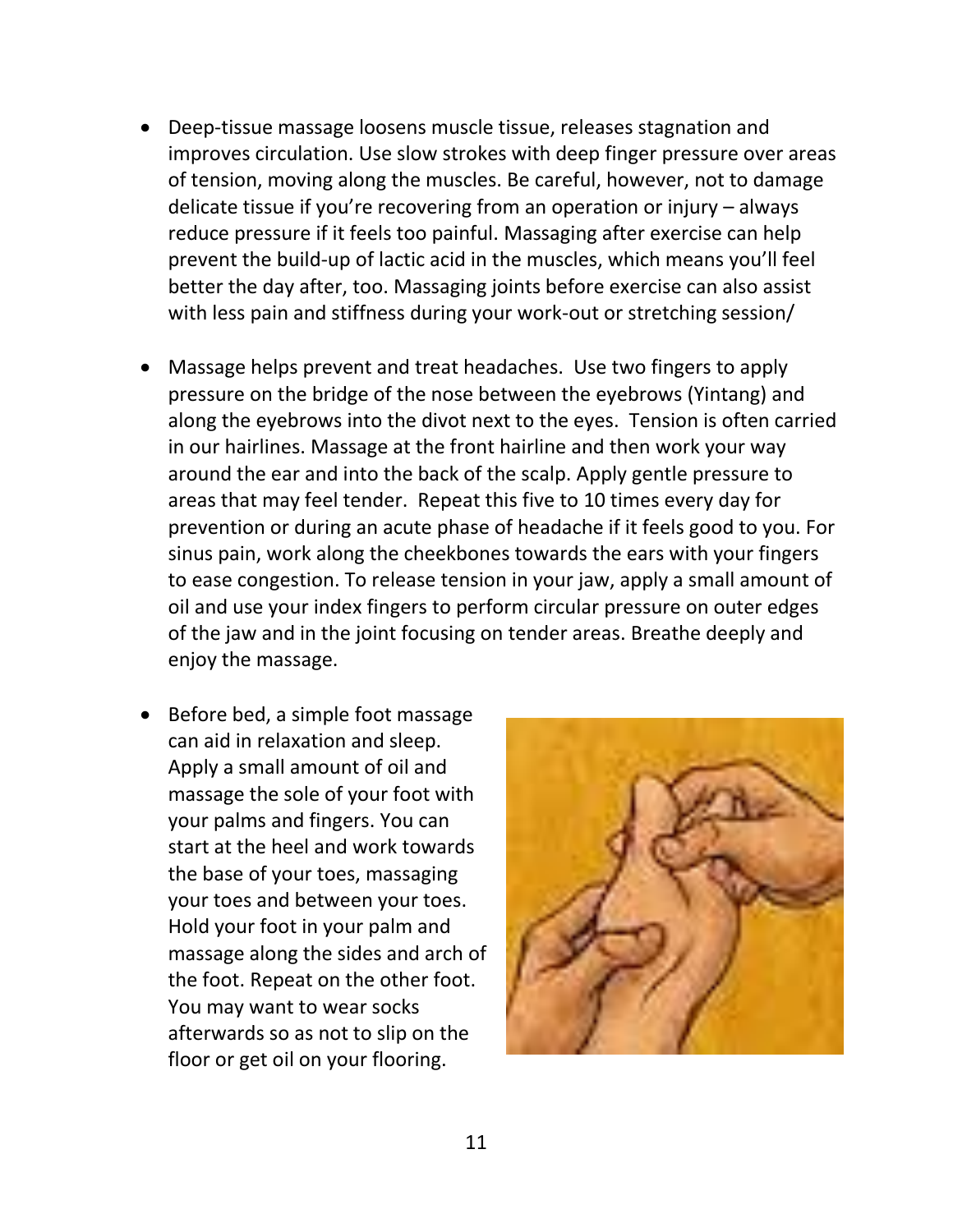- Deep-tissue massage loosens muscle tissue, releases stagnation and improves circulation. Use slow strokes with deep finger pressure over areas of tension, moving along the muscles. Be careful, however, not to damage delicate tissue if you're recovering from an operation or injury – always reduce pressure if it feels too painful. Massaging after exercise can help prevent the build-up of lactic acid in the muscles, which means you'll feel better the day after, too. Massaging joints before exercise can also assist with less pain and stiffness during your work-out or stretching session/

- Massage helps prevent and treat headaches. Use two fingers to apply pressure on the bridge of the nose between the eyebrows (Yintang) and along the eyebrows into the divot next to the eyes. Tension is often carried in our hairlines. Massage at the front hairline and then work your way around the ear and into the back of the scalp. Apply gentle pressure to areas that may feel tender. Repeat this five to 10 times every day for prevention or during an acute phase of headache if it feels good to you. For sinus pain, work along the cheekbones towards the ears with your fingers to ease congestion. To release tension in your jaw, apply a small amount of oil and use your index fingers to perform circular pressure on outer edges of the jaw and in the joint focusing on tender areas. Breathe deeply and enjoy the massage.

- Before bed, a simple foot massage can aid in relaxation and sleep. Apply a small amount of oil and massage the sole of your foot with your palms and fingers. You can start at the heel and work towards the base of your toes, massaging your toes and between your toes. Hold your foot in your palm and massage along the sides and arch of the foot. Repeat on the other foot. You may want to wear socks afterwards so as not to slip on the floor or get oil on your flooring.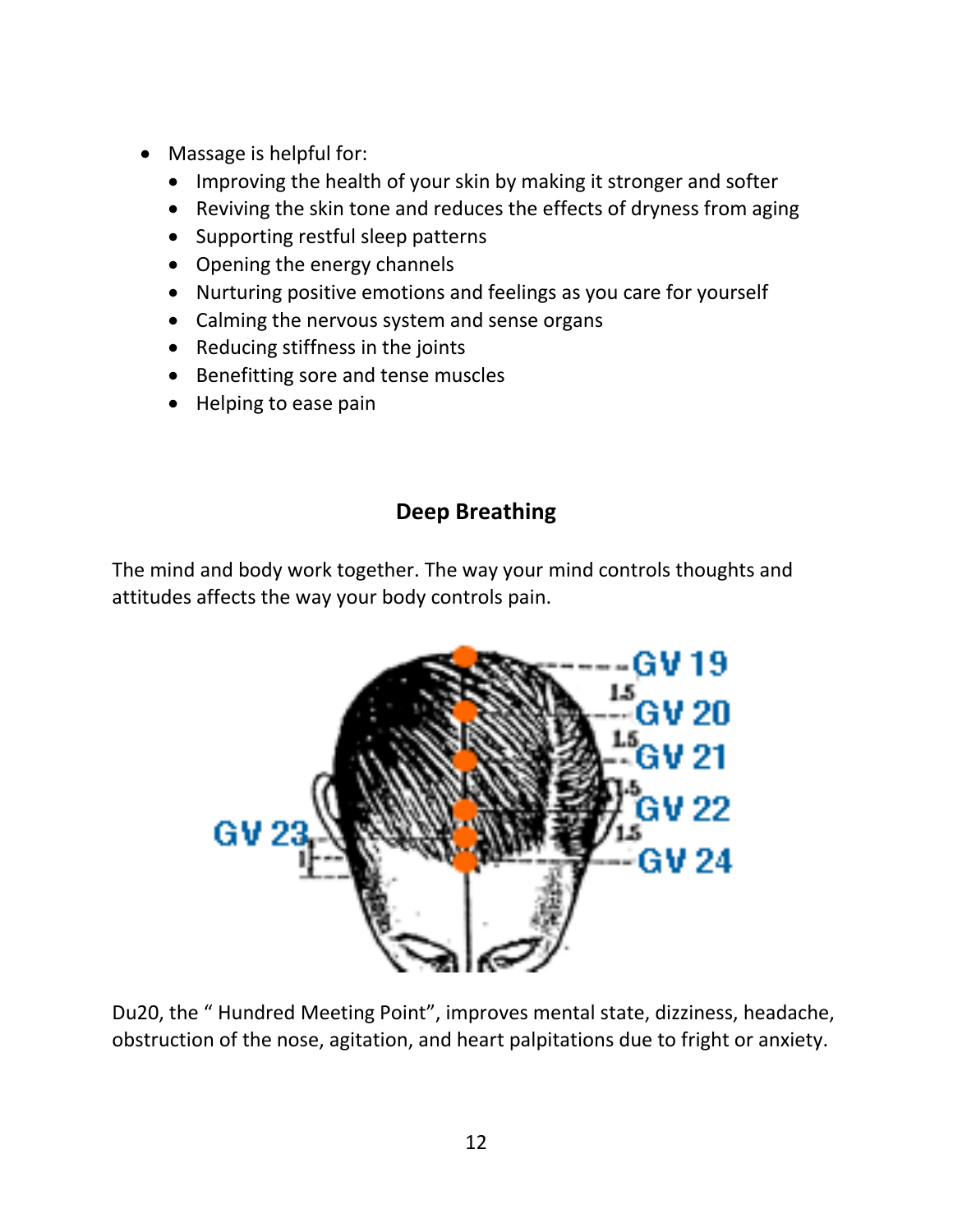- Massage is helpful for:
  - Improving the health of your skin by making it stronger and softer
  - Reviving the skin tone and reduces the effects of dryness from aging
  - Supporting restful sleep patterns
  - Opening the energy channels
  - Nurturing positive emotions and feelings as you care for yourself
  - Calming the nervous system and sense organs
  - Reducing stiffness in the joints
  - Benefitting sore and tense muscles
  - Helping to ease pain

## Deep Breathing

The mind and body work together. The way your mind controls thoughts and attitudes affects the way your body controls pain.

Du20, the " Hundred Meeting Point", improves mental state, dizziness, headache, obstruction of the nose, agitation, and heart palpitations due to fright or anxiety.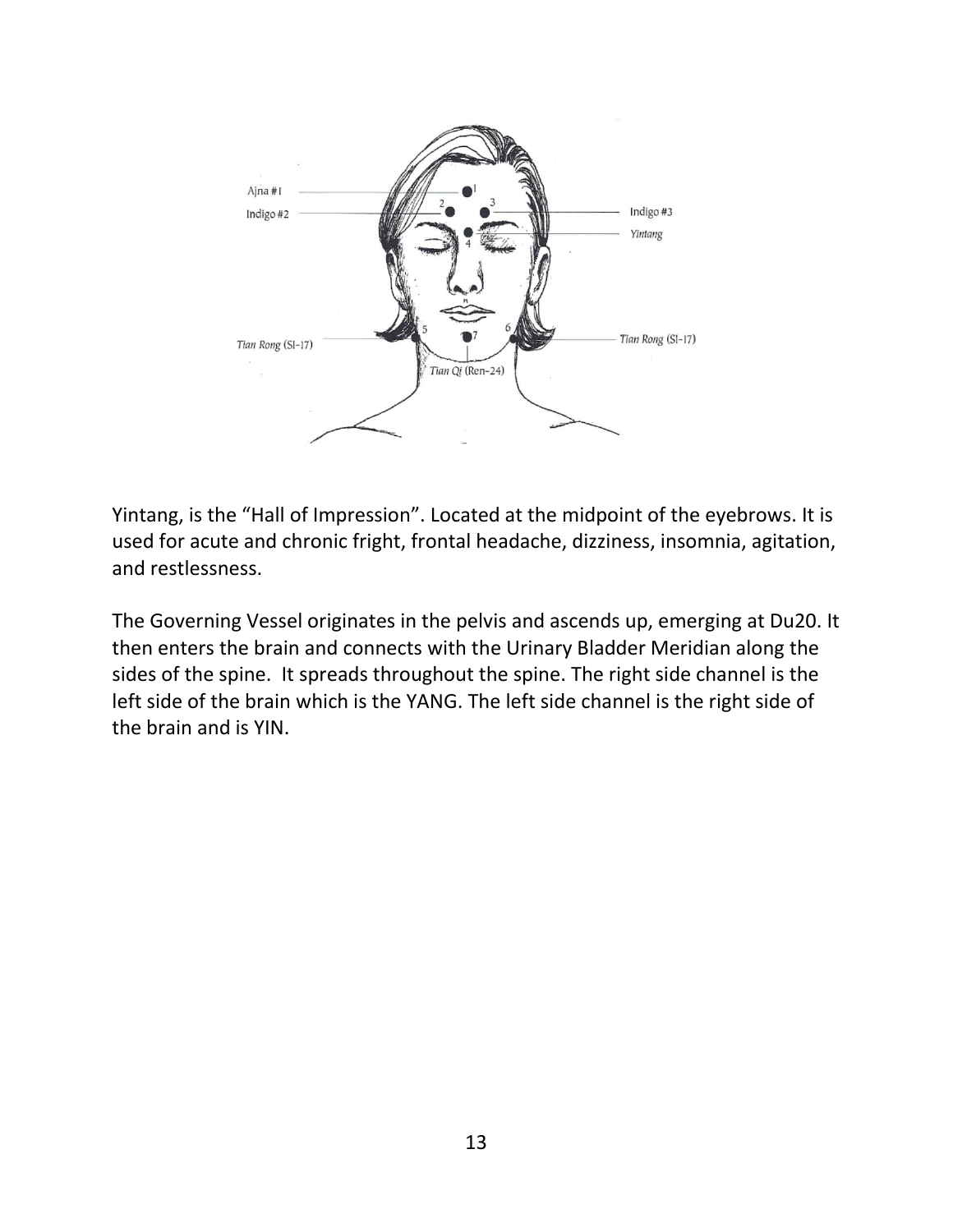Yintang, is the “Hall of Impression”. Located at the midpoint of the eyebrows. It is used for acute and chronic fright, frontal headache, dizziness, insomnia, agitation, and restlessness.

The Governing Vessel originates in the pelvis and ascends up, emerging at Du20. It then enters the brain and connects with the Urinary Bladder Meridian along the sides of the spine.  It spreads throughout the spine. The right side channel is the left side of the brain which is the YANG. The left side channel is the right side of the brain and is YIN.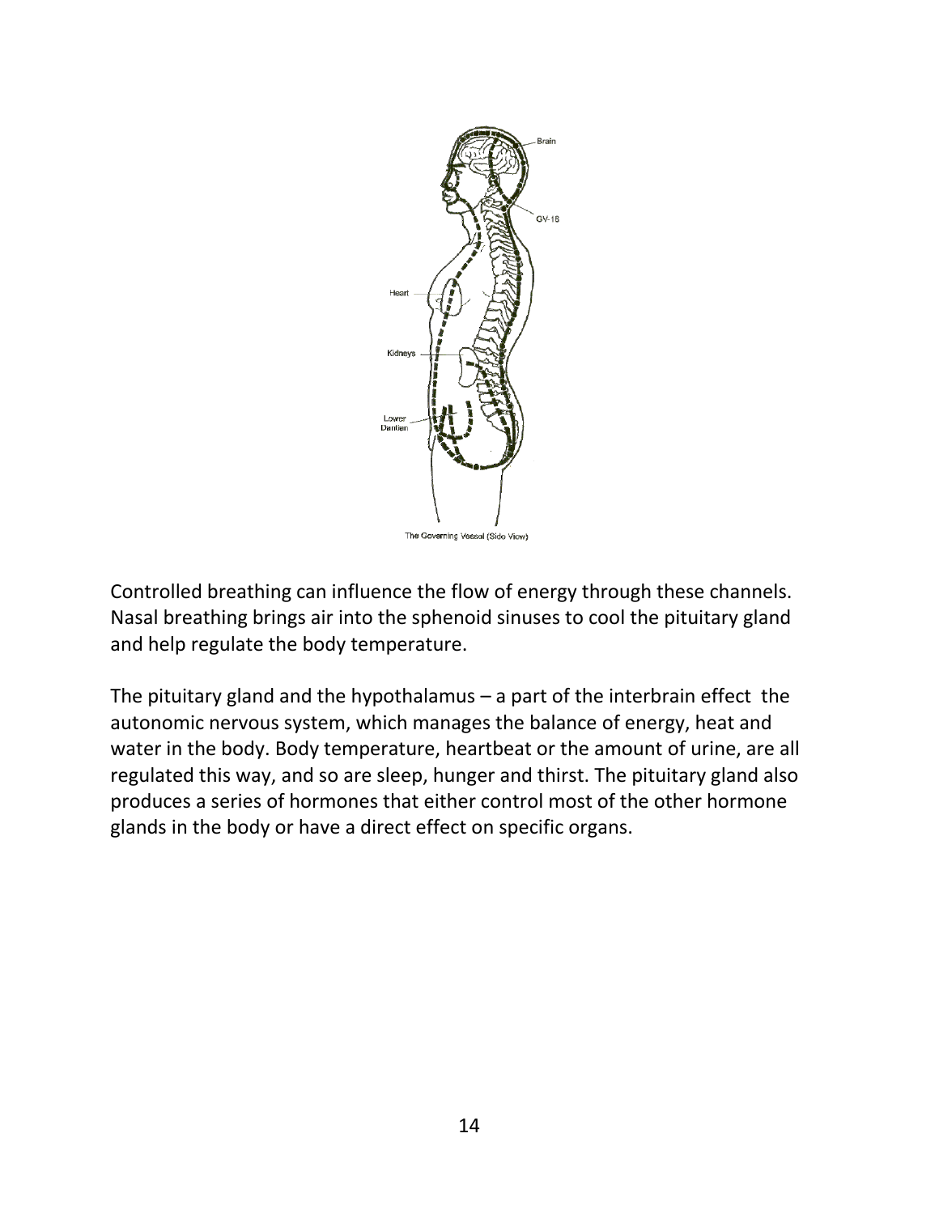The Governing Vessel (Side View)

Controlled breathing can influence the flow of energy through these channels. Nasal breathing brings air into the sphenoid sinuses to cool the pituitary gland and help regulate the body temperature.

The pituitary gland and the hypothalamus – a part of the interbrain effect  the autonomic nervous system, which manages the balance of energy, heat and water in the body. Body temperature, heartbeat or the amount of urine, are all regulated this way, and so are sleep, hunger and thirst. The pituitary gland also produces a series of hormones that either control most of the other hormone glands in the body or have a direct effect on specific organs.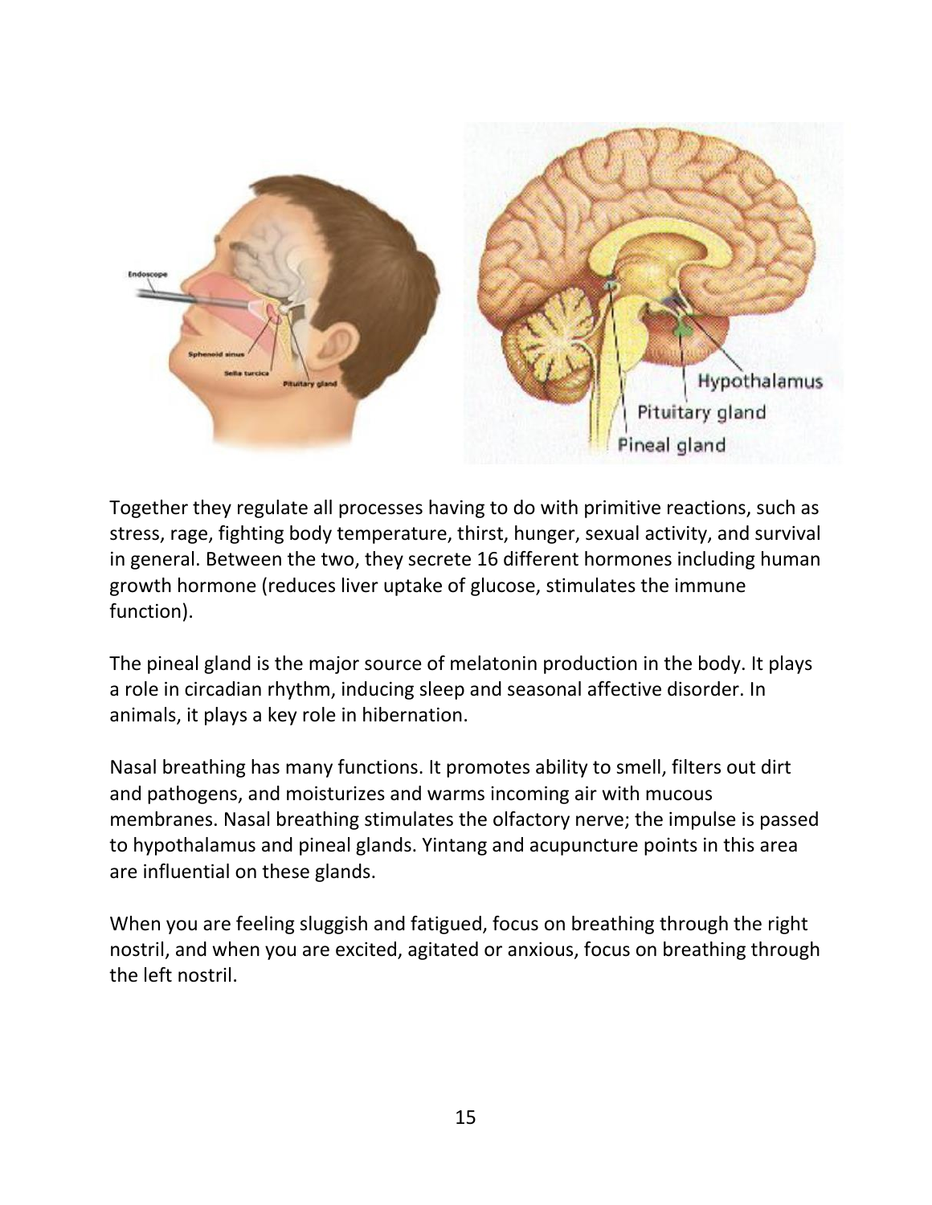Together they regulate all processes having to do with primitive reactions, such as stress, rage, fighting body temperature, thirst, hunger, sexual activity, and survival in general. Between the two, they secrete 16 different hormones including human growth hormone (reduces liver uptake of glucose, stimulates the immune function).

The pineal gland is the major source of melatonin production in the body. It plays a role in circadian rhythm, inducing sleep and seasonal affective disorder. In animals, it plays a key role in hibernation.

Nasal breathing has many functions. It promotes ability to smell, filters out dirt and pathogens, and moisturizes and warms incoming air with mucous membranes. Nasal breathing stimulates the olfactory nerve; the impulse is passed to hypothalamus and pineal glands. Yintang and acupuncture points in this area are influential on these glands.

When you are feeling sluggish and fatigued, focus on breathing through the right nostril, and when you are excited, agitated or anxious, focus on breathing through the left nostril.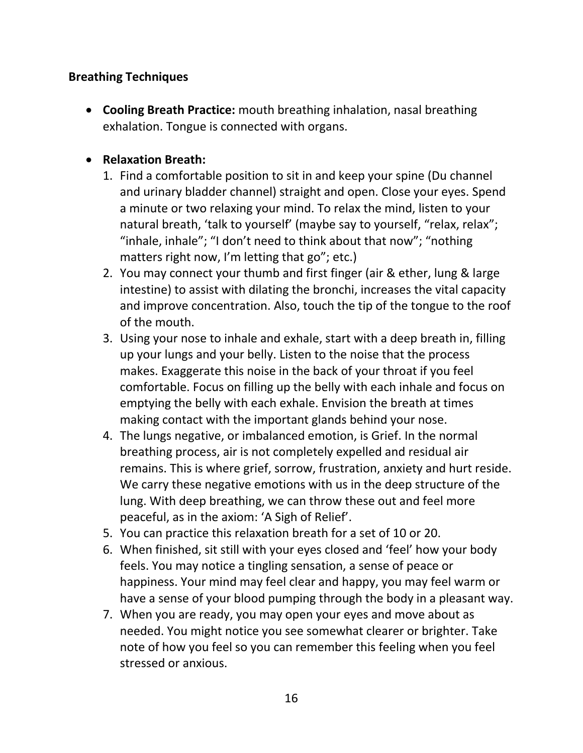**Breathing Techniques**

- **Cooling Breath Practice:** mouth breathing inhalation, nasal breathing exhalation. Tongue is connected with organs.

- **Relaxation Breath:**
  1. Find a comfortable position to sit in and keep your spine (Du channel and urinary bladder channel) straight and open. Close your eyes. Spend a minute or two relaxing your mind. To relax the mind, listen to your natural breath, 'talk to yourself' (maybe say to yourself, "relax, relax"; "inhale, inhale"; "I don't need to think about that now"; "nothing matters right now, I'm letting that go"; etc.)
  2. You may connect your thumb and first finger (air & ether, lung & large intestine) to assist with dilating the bronchi, increases the vital capacity and improve concentration. Also, touch the tip of the tongue to the roof of the mouth.
  3. Using your nose to inhale and exhale, start with a deep breath in, filling up your lungs and your belly. Listen to the noise that the process makes. Exaggerate this noise in the back of your throat if you feel comfortable. Focus on filling up the belly with each inhale and focus on emptying the belly with each exhale. Envision the breath at times making contact with the important glands behind your nose.
  4. The lungs negative, or imbalanced emotion, is Grief. In the normal breathing process, air is not completely expelled and residual air remains. This is where grief, sorrow, frustration, anxiety and hurt reside. We carry these negative emotions with us in the deep structure of the lung. With deep breathing, we can throw these out and feel more peaceful, as in the axiom: 'A Sigh of Relief'.
  5. You can practice this relaxation breath for a set of 10 or 20.
  6. When finished, sit still with your eyes closed and 'feel' how your body feels. You may notice a tingling sensation, a sense of peace or happiness. Your mind may feel clear and happy, you may feel warm or have a sense of your blood pumping through the body in a pleasant way.
  7. When you are ready, you may open your eyes and move about as needed. You might notice you see somewhat clearer or brighter. Take note of how you feel so you can remember this feeling when you feel stressed or anxious.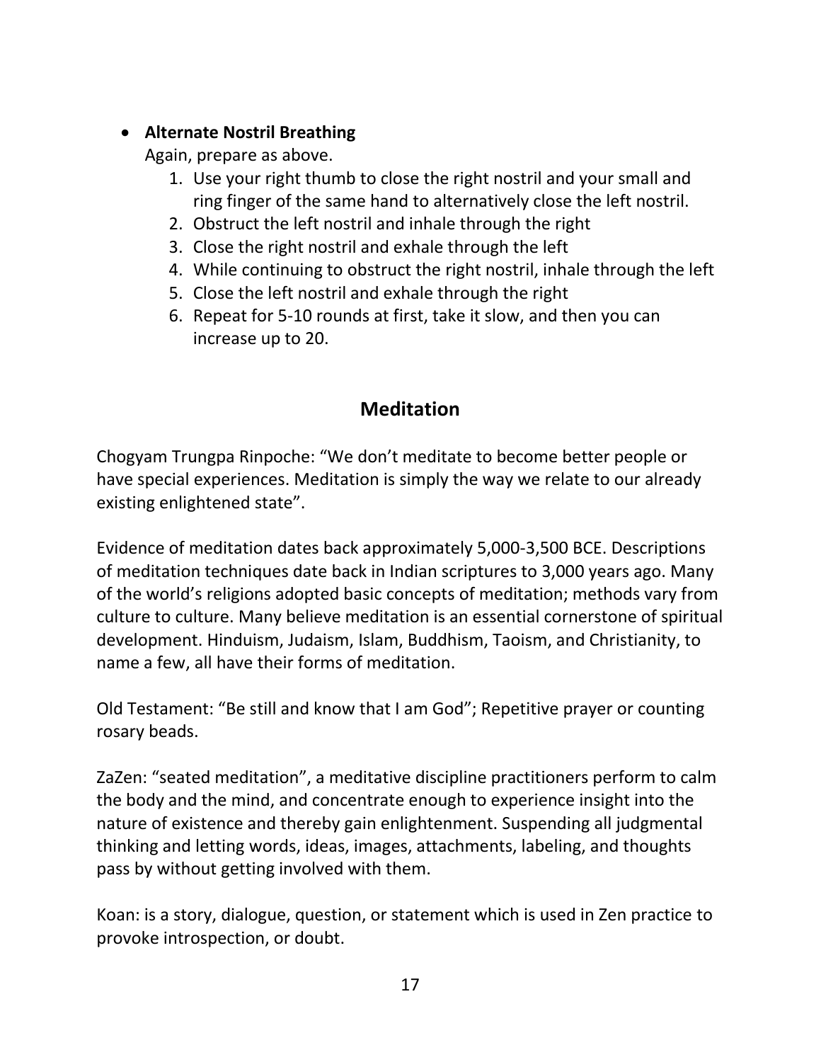- **Alternate Nostril Breathing**

  Again, prepare as above.

  1. Use your right thumb to close the right nostril and your small and ring finger of the same hand to alternatively close the left nostril.
  2. Obstruct the left nostril and inhale through the right
  3. Close the right nostril and exhale through the left
  4. While continuing to obstruct the right nostril, inhale through the left
  5. Close the left nostril and exhale through the right
  6. Repeat for 5-10 rounds at first, take it slow, and then you can increase up to 20.

## Meditation

Chogyam Trungpa Rinpoche: "We don't meditate to become better people or have special experiences. Meditation is simply the way we relate to our already existing enlightened state".

Evidence of meditation dates back approximately 5,000-3,500 BCE. Descriptions of meditation techniques date back in Indian scriptures to 3,000 years ago. Many of the world's religions adopted basic concepts of meditation; methods vary from culture to culture. Many believe meditation is an essential cornerstone of spiritual development. Hinduism, Judaism, Islam, Buddhism, Taoism, and Christianity, to name a few, all have their forms of meditation.

Old Testament: "Be still and know that I am God"; Repetitive prayer or counting rosary beads.

ZaZen: "seated meditation", a meditative discipline practitioners perform to calm the body and the mind, and concentrate enough to experience insight into the nature of existence and thereby gain enlightenment. Suspending all judgmental thinking and letting words, ideas, images, attachments, labeling, and thoughts pass by without getting involved with them.

Koan: is a story, dialogue, question, or statement which is used in Zen practice to provoke introspection, or doubt.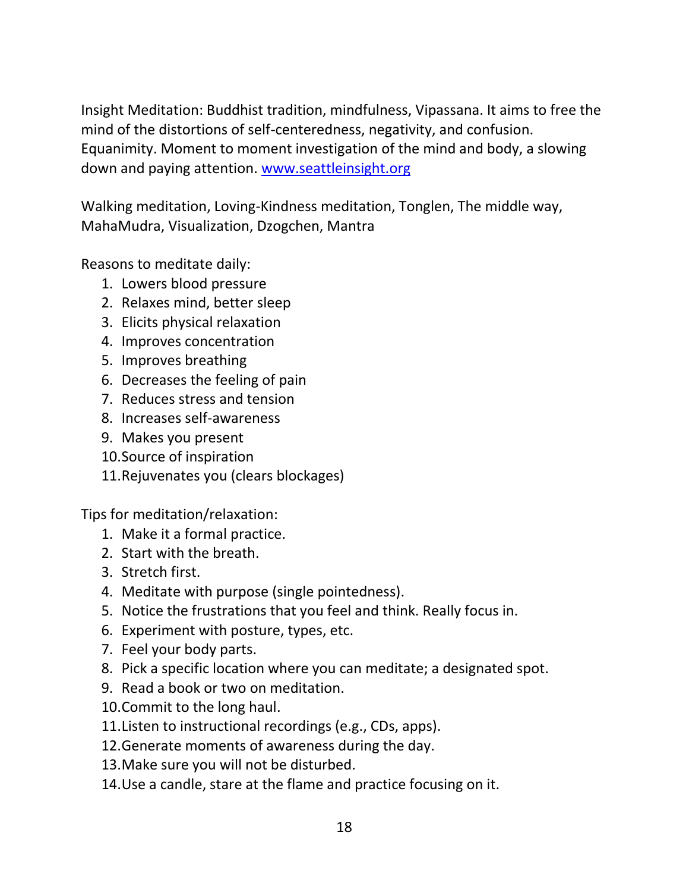Insight Meditation: Buddhist tradition, mindfulness, Vipassana. It aims to free the mind of the distortions of self-centeredness, negativity, and confusion. Equanimity. Moment to moment investigation of the mind and body, a slowing down and paying attention. [www.seattleinsight.org](http://www.seattleinsight.org)

Walking meditation, Loving-Kindness meditation, Tonglen, The middle way, MahaMudra, Visualization, Dzogchen, Mantra

Reasons to meditate daily:

1. Lowers blood pressure
2. Relaxes mind, better sleep
3. Elicits physical relaxation
4. Improves concentration
5. Improves breathing
6. Decreases the feeling of pain
7. Reduces stress and tension
8. Increases self-awareness
9. Makes you present
10. Source of inspiration
11. Rejuvenates you (clears blockages)

Tips for meditation/relaxation:

1. Make it a formal practice.
2. Start with the breath.
3. Stretch first.
4. Meditate with purpose (single pointedness).
5. Notice the frustrations that you feel and think. Really focus in.
6. Experiment with posture, types, etc.
7. Feel your body parts.
8. Pick a specific location where you can meditate; a designated spot.
9. Read a book or two on meditation.
10. Commit to the long haul.
11. Listen to instructional recordings (e.g., CDs, apps).
12. Generate moments of awareness during the day.
13. Make sure you will not be disturbed.
14. Use a candle, stare at the flame and practice focusing on it.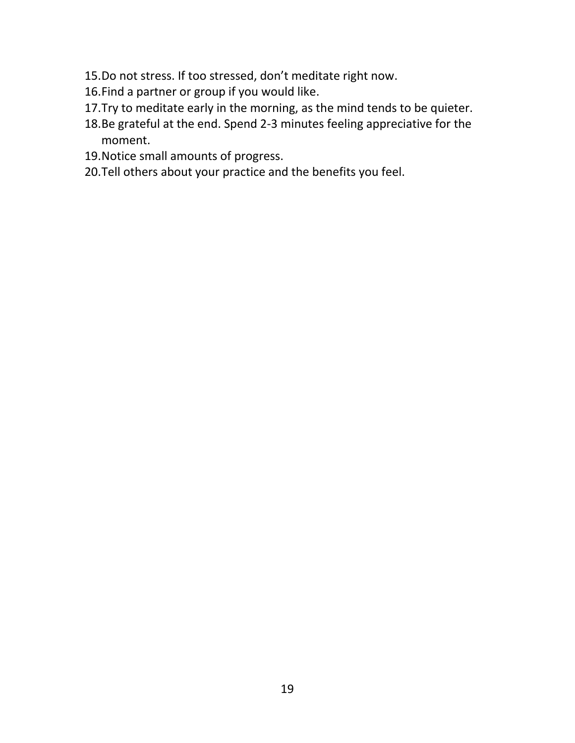15. Do not stress. If too stressed, don’t meditate right now.
16. Find a partner or group if you would like.
17. Try to meditate early in the morning, as the mind tends to be quieter.
18. Be grateful at the end. Spend 2-3 minutes feeling appreciative for the moment.
19. Notice small amounts of progress.
20. Tell others about your practice and the benefits you feel.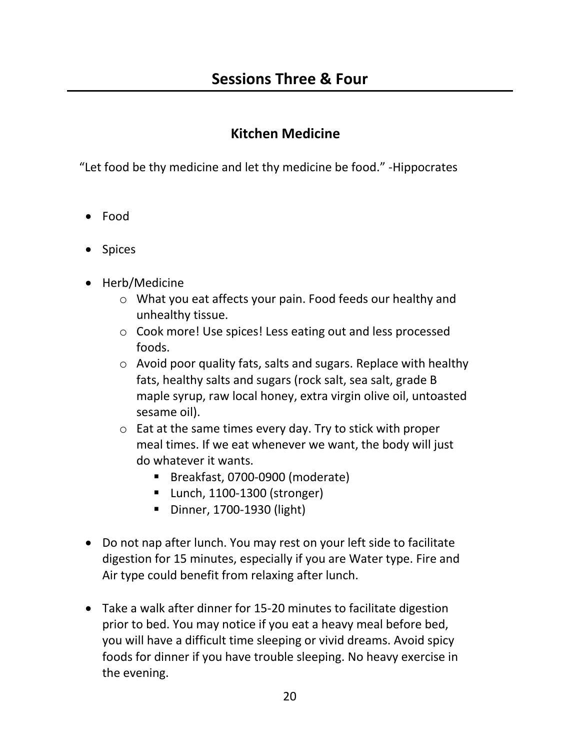# Sessions Three & Four

## Kitchen Medicine

"Let food be thy medicine and let thy medicine be food." -Hippocrates

- Food
- Spices
- Herb/Medicine
    - What you eat affects your pain. Food feeds our healthy and unhealthy tissue.
    - Cook more! Use spices! Less eating out and less processed foods.
    - Avoid poor quality fats, salts and sugars. Replace with healthy fats, healthy salts and sugars (rock salt, sea salt, grade B maple syrup, raw local honey, extra virgin olive oil, untoasted sesame oil).
    - Eat at the same times every day. Try to stick with proper meal times. If we eat whenever we want, the body will just do whatever it wants.
        - Breakfast, 0700-0900 (moderate)
        - Lunch, 1100-1300 (stronger)
        - Dinner, 1700-1930 (light)
- Do not nap after lunch. You may rest on your left side to facilitate digestion for 15 minutes, especially if you are Water type. Fire and Air type could benefit from relaxing after lunch.
- Take a walk after dinner for 15-20 minutes to facilitate digestion prior to bed. You may notice if you eat a heavy meal before bed, you will have a difficult time sleeping or vivid dreams. Avoid spicy foods for dinner if you have trouble sleeping. No heavy exercise in the evening.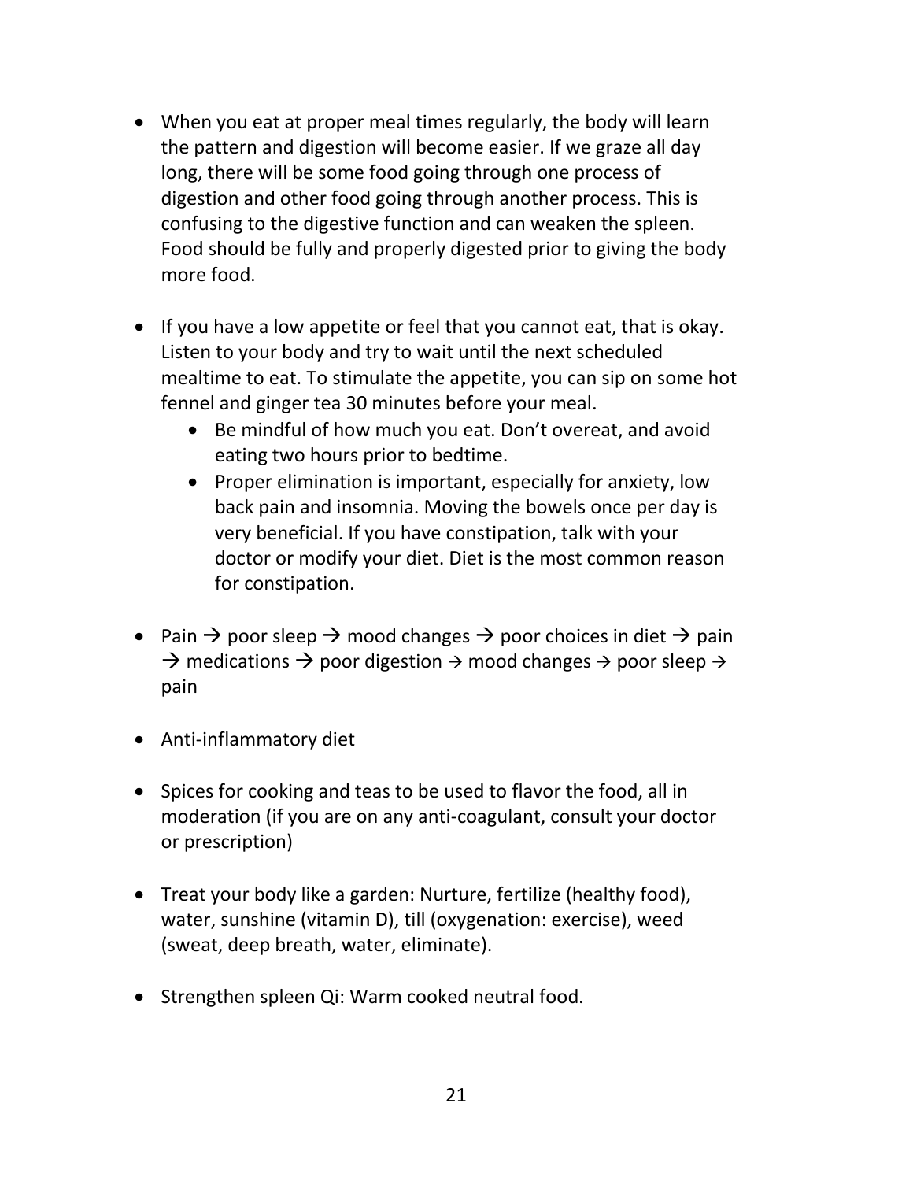- When you eat at proper meal times regularly, the body will learn the pattern and digestion will become easier. If we graze all day long, there will be some food going through one process of digestion and other food going through another process. This is confusing to the digestive function and can weaken the spleen. Food should be fully and properly digested prior to giving the body more food.

- If you have a low appetite or feel that you cannot eat, that is okay. Listen to your body and try to wait until the next scheduled mealtime to eat. To stimulate the appetite, you can sip on some hot fennel and ginger tea 30 minutes before your meal.
    - Be mindful of how much you eat. Don't overeat, and avoid eating two hours prior to bedtime.
    - Proper elimination is important, especially for anxiety, low back pain and insomnia. Moving the bowels once per day is very beneficial. If you have constipation, talk with your doctor or modify your diet. Diet is the most common reason for constipation.

- Pain → poor sleep → mood changes → poor choices in diet → pain → medications → poor digestion → mood changes → poor sleep → pain

- Anti-inflammatory diet

- Spices for cooking and teas to be used to flavor the food, all in moderation (if you are on any anti-coagulant, consult your doctor or prescription)

- Treat your body like a garden: Nurture, fertilize (healthy food), water, sunshine (vitamin D), till (oxygenation: exercise), weed (sweat, deep breath, water, eliminate).

- Strengthen spleen Qi: Warm cooked neutral food.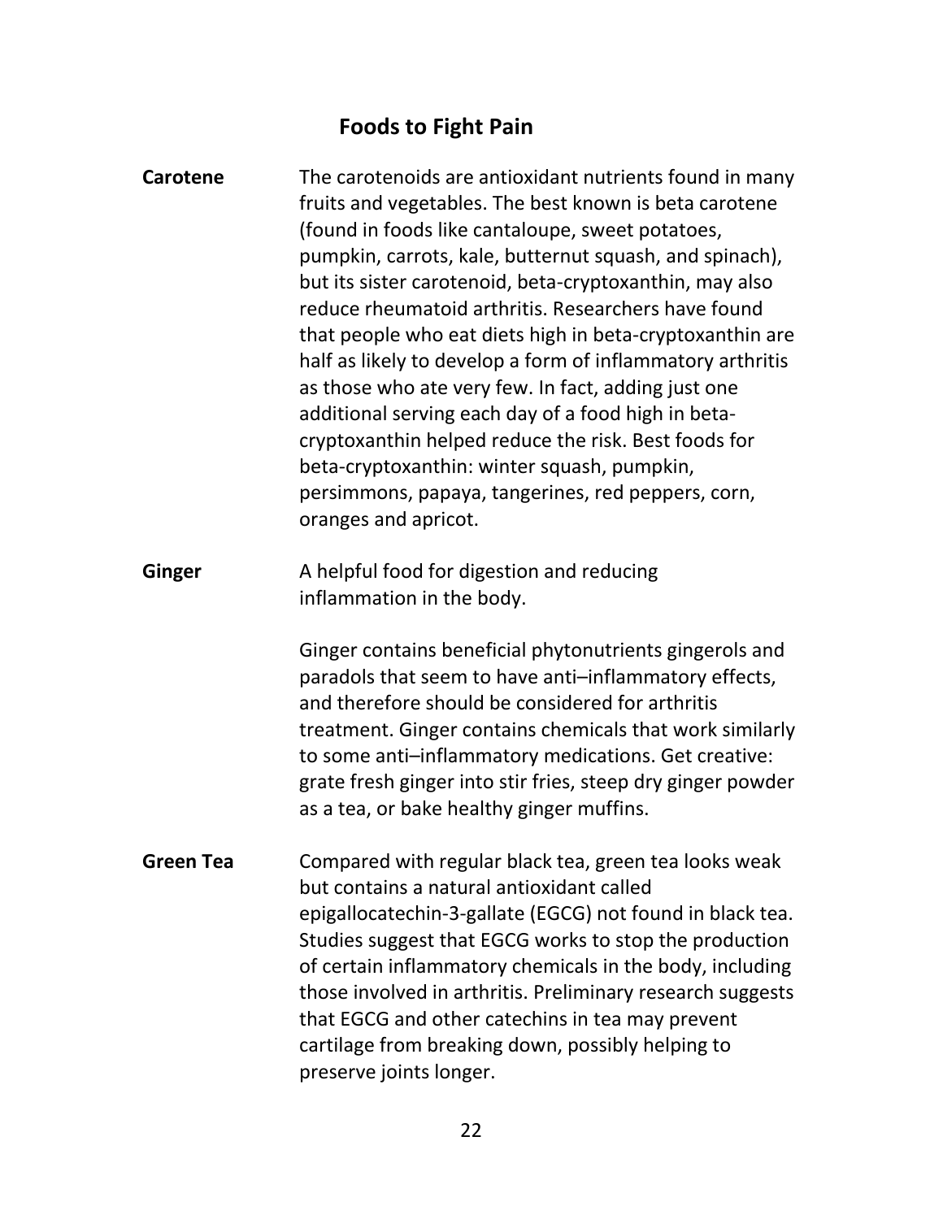## Foods to Fight Pain

**Carotene**

The carotenoids are antioxidant nutrients found in many fruits and vegetables. The best known is beta carotene (found in foods like cantaloupe, sweet potatoes, pumpkin, carrots, kale, butternut squash, and spinach), but its sister carotenoid, beta-cryptoxanthin, may also reduce rheumatoid arthritis. Researchers have found that people who eat diets high in beta-cryptoxanthin are half as likely to develop a form of inflammatory arthritis as those who ate very few. In fact, adding just one additional serving each day of a food high in beta-cryptoxanthin helped reduce the risk. Best foods for beta-cryptoxanthin: winter squash, pumpkin, persimmons, papaya, tangerines, red peppers, corn, oranges and apricot.

**Ginger**

A helpful food for digestion and reducing inflammation in the body.

Ginger contains beneficial phytonutrients gingerols and paradols that seem to have anti–inflammatory effects, and therefore should be considered for arthritis treatment. Ginger contains chemicals that work similarly to some anti–inflammatory medications. Get creative: grate fresh ginger into stir fries, steep dry ginger powder as a tea, or bake healthy ginger muffins.

**Green Tea**

Compared with regular black tea, green tea looks weak but contains a natural antioxidant called epigallocatechin-3-gallate (EGCG) not found in black tea. Studies suggest that EGCG works to stop the production of certain inflammatory chemicals in the body, including those involved in arthritis. Preliminary research suggests that EGCG and other catechins in tea may prevent cartilage from breaking down, possibly helping to preserve joints longer.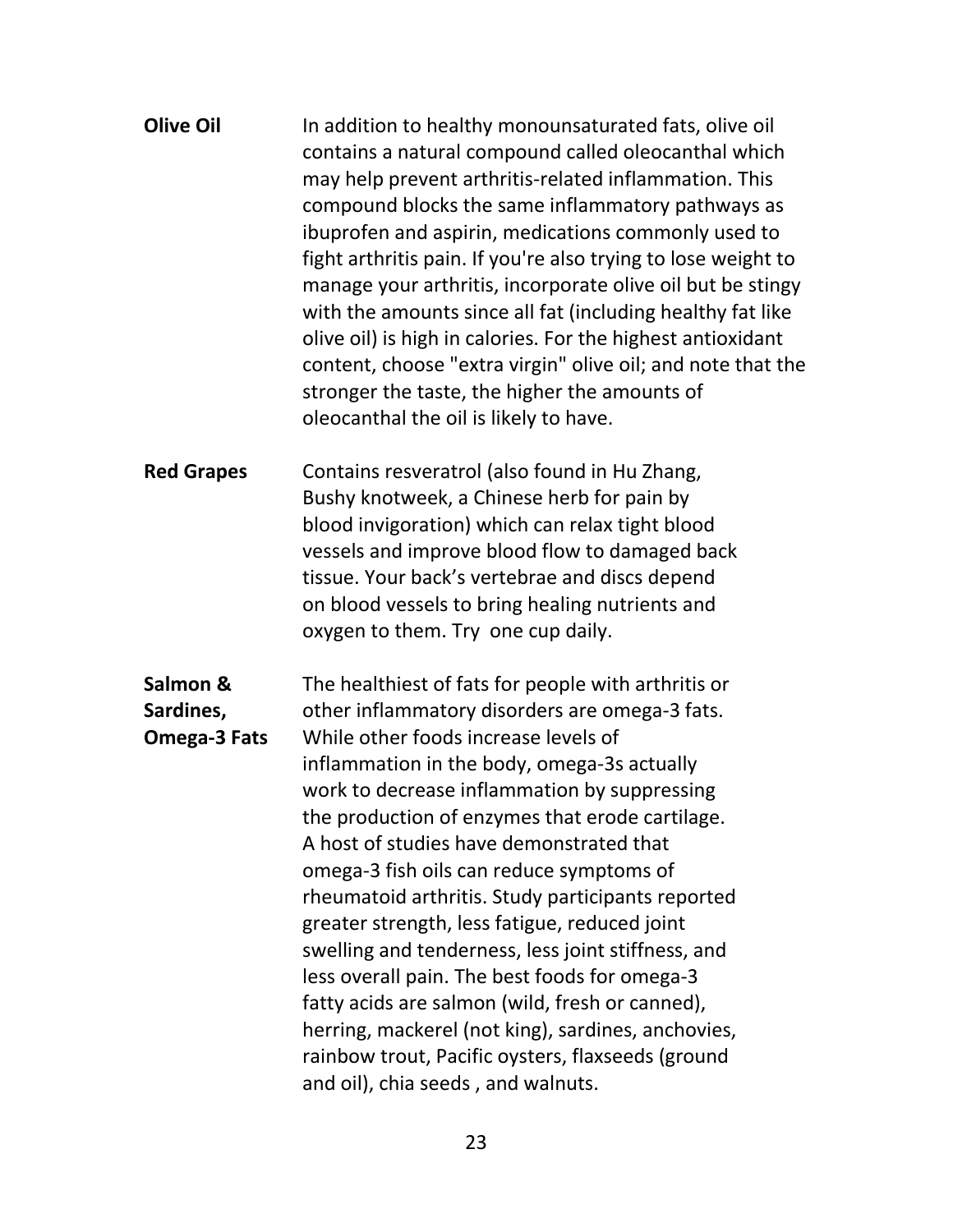**Olive Oil**

In addition to healthy monounsaturated fats, olive oil contains a natural compound called oleocanthal which may help prevent arthritis-related inflammation. This compound blocks the same inflammatory pathways as ibuprofen and aspirin, medications commonly used to fight arthritis pain. If you're also trying to lose weight to manage your arthritis, incorporate olive oil but be stingy with the amounts since all fat (including healthy fat like olive oil) is high in calories. For the highest antioxidant content, choose "extra virgin" olive oil; and note that the stronger the taste, the higher the amounts of oleocanthal the oil is likely to have.

**Red Grapes**

Contains resveratrol (also found in Hu Zhang, Bushy knotweek, a Chinese herb for pain by blood invigoration) which can relax tight blood vessels and improve blood flow to damaged back tissue. Your back's vertebrae and discs depend on blood vessels to bring healing nutrients and oxygen to them. Try one cup daily.

**Salmon & Sardines, Omega-3 Fats**

The healthiest of fats for people with arthritis or other inflammatory disorders are omega-3 fats. While other foods increase levels of inflammation in the body, omega-3s actually work to decrease inflammation by suppressing the production of enzymes that erode cartilage. A host of studies have demonstrated that omega-3 fish oils can reduce symptoms of rheumatoid arthritis. Study participants reported greater strength, less fatigue, reduced joint swelling and tenderness, less joint stiffness, and less overall pain. The best foods for omega-3 fatty acids are salmon (wild, fresh or canned), herring, mackerel (not king), sardines, anchovies, rainbow trout, Pacific oysters, flaxseeds (ground and oil), chia seeds , and walnuts.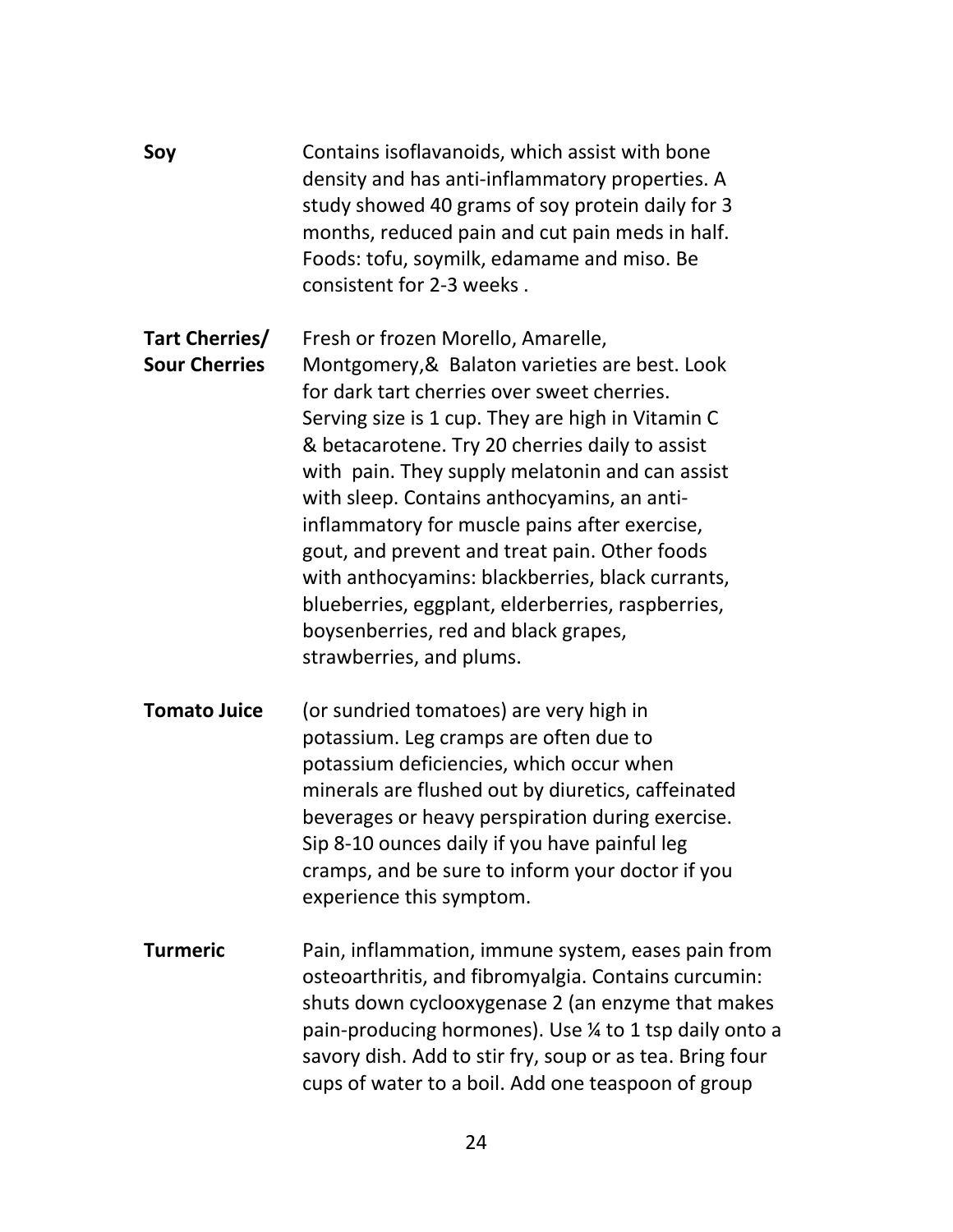**Soy** Contains isoflavanoids, which assist with bone density and has anti-inflammatory properties. A study showed 40 grams of soy protein daily for 3 months, reduced pain and cut pain meds in half. Foods: tofu, soymilk, edamame and miso. Be consistent for 2-3 weeks .

**Tart Cherries/ Sour Cherries** Fresh or frozen Morello, Amarelle, Montgomery,& Balaton varieties are best. Look for dark tart cherries over sweet cherries. Serving size is 1 cup. They are high in Vitamin C & betacarotene. Try 20 cherries daily to assist with pain. They supply melatonin and can assist with sleep. Contains anthocyamins, an anti-inflammatory for muscle pains after exercise, gout, and prevent and treat pain. Other foods with anthocyamins: blackberries, black currants, blueberries, eggplant, elderberries, raspberries, boysenberries, red and black grapes, strawberries, and plums.

**Tomato Juice** (or sundried tomatoes) are very high in potassium. Leg cramps are often due to potassium deficiencies, which occur when minerals are flushed out by diuretics, caffeinated beverages or heavy perspiration during exercise. Sip 8-10 ounces daily if you have painful leg cramps, and be sure to inform your doctor if you experience this symptom.

**Turmeric** Pain, inflammation, immune system, eases pain from osteoarthritis, and fibromyalgia. Contains curcumin: shuts down cyclooxygenase 2 (an enzyme that makes pain-producing hormones). Use ¼ to 1 tsp daily onto a savory dish. Add to stir fry, soup or as tea. Bring four cups of water to a boil. Add one teaspoon of group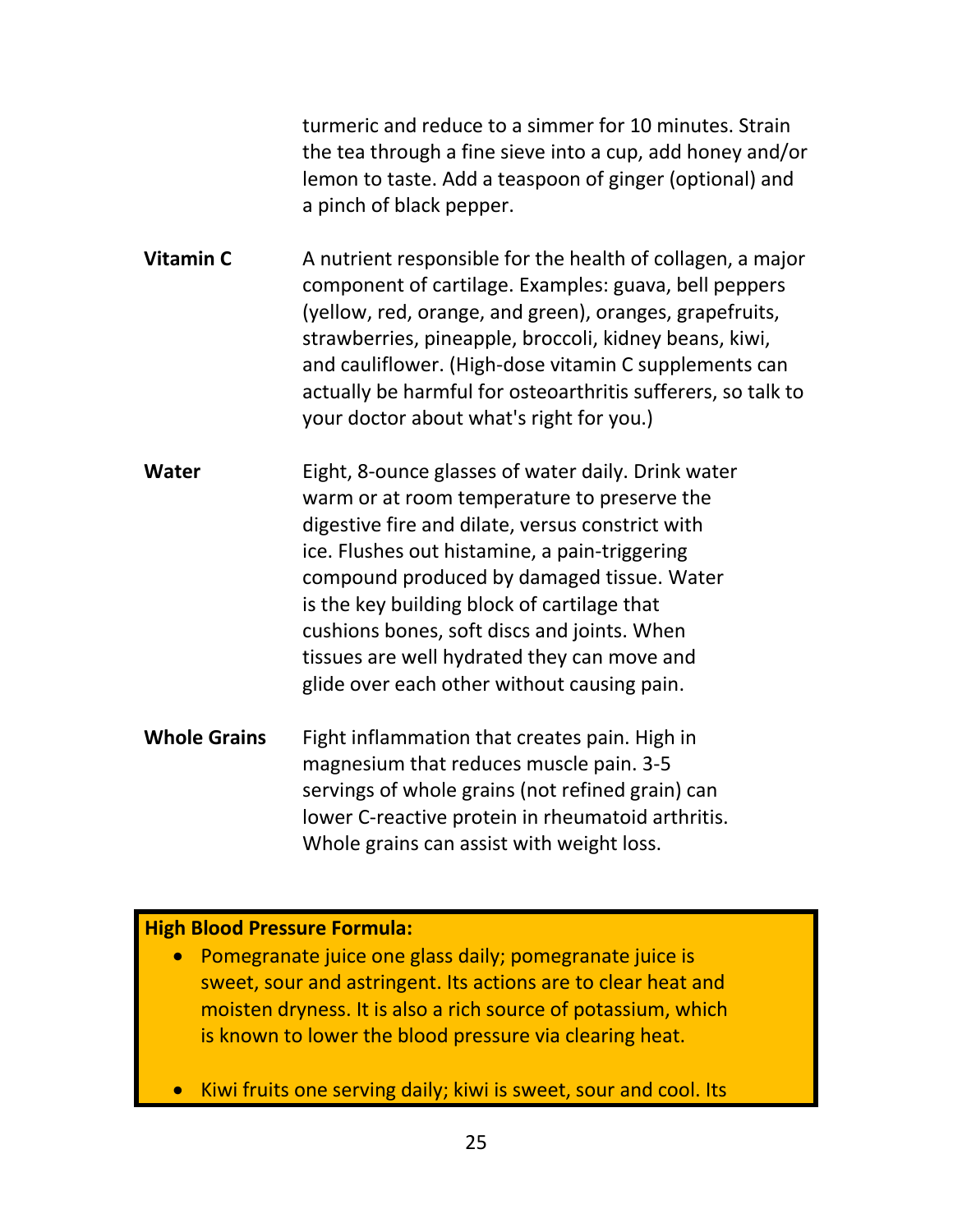| | |
|---|---|
| | turmeric and reduce to a simmer for 10 minutes. Strain the tea through a fine sieve into a cup, add honey and/or lemon to taste. Add a teaspoon of ginger (optional) and a pinch of black pepper. |
| **Vitamin C** | A nutrient responsible for the health of collagen, a major component of cartilage. Examples: guava, bell peppers (yellow, red, orange, and green), oranges, grapefruits, strawberries, pineapple, broccoli, kidney beans, kiwi, and cauliflower. (High-dose vitamin C supplements can actually be harmful for osteoarthritis sufferers, so talk to your doctor about what's right for you.) |
| **Water** | Eight, 8-ounce glasses of water daily. Drink water warm or at room temperature to preserve the digestive fire and dilate, versus constrict with ice. Flushes out histamine, a pain-triggering compound produced by damaged tissue. Water is the key building block of cartilage that cushions bones, soft discs and joints. When tissues are well hydrated they can move and glide over each other without causing pain. |
| **Whole Grains** | Fight inflammation that creates pain. High in magnesium that reduces muscle pain. 3-5 servings of whole grains (not refined grain) can lower C-reactive protein in rheumatoid arthritis. Whole grains can assist with weight loss. |

**High Blood Pressure Formula:**

- Pomegranate juice one glass daily; pomegranate juice is sweet, sour and astringent. Its actions are to clear heat and moisten dryness. It is also a rich source of potassium, which is known to lower the blood pressure via clearing heat.

- Kiwi fruits one serving daily; kiwi is sweet, sour and cool. Its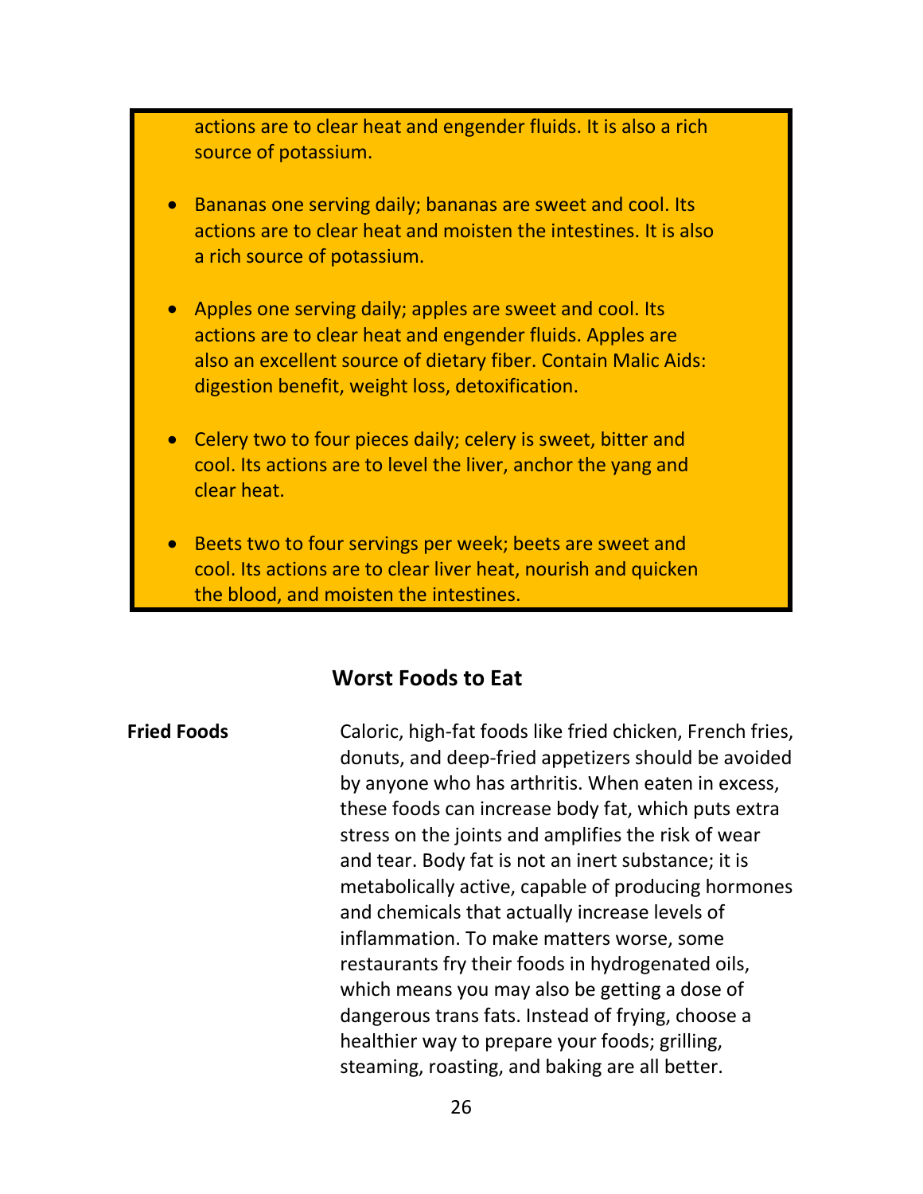actions are to clear heat and engender fluids. It is also a rich source of potassium.

- Bananas one serving daily; bananas are sweet and cool. Its actions are to clear heat and moisten the intestines. It is also a rich source of potassium.
- Apples one serving daily; apples are sweet and cool. Its actions are to clear heat and engender fluids. Apples are also an excellent source of dietary fiber. Contain Malic Aids: digestion benefit, weight loss, detoxification.
- Celery two to four pieces daily; celery is sweet, bitter and cool. Its actions are to level the liver, anchor the yang and clear heat.
- Beets two to four servings per week; beets are sweet and cool. Its actions are to clear liver heat, nourish and quicken the blood, and moisten the intestines.

## Worst Foods to Eat

**Fried Foods**

Caloric, high-fat foods like fried chicken, French fries, donuts, and deep-fried appetizers should be avoided by anyone who has arthritis. When eaten in excess, these foods can increase body fat, which puts extra stress on the joints and amplifies the risk of wear and tear. Body fat is not an inert substance; it is metabolically active, capable of producing hormones and chemicals that actually increase levels of inflammation. To make matters worse, some restaurants fry their foods in hydrogenated oils, which means you may also be getting a dose of dangerous trans fats. Instead of frying, choose a healthier way to prepare your foods; grilling, steaming, roasting, and baking are all better.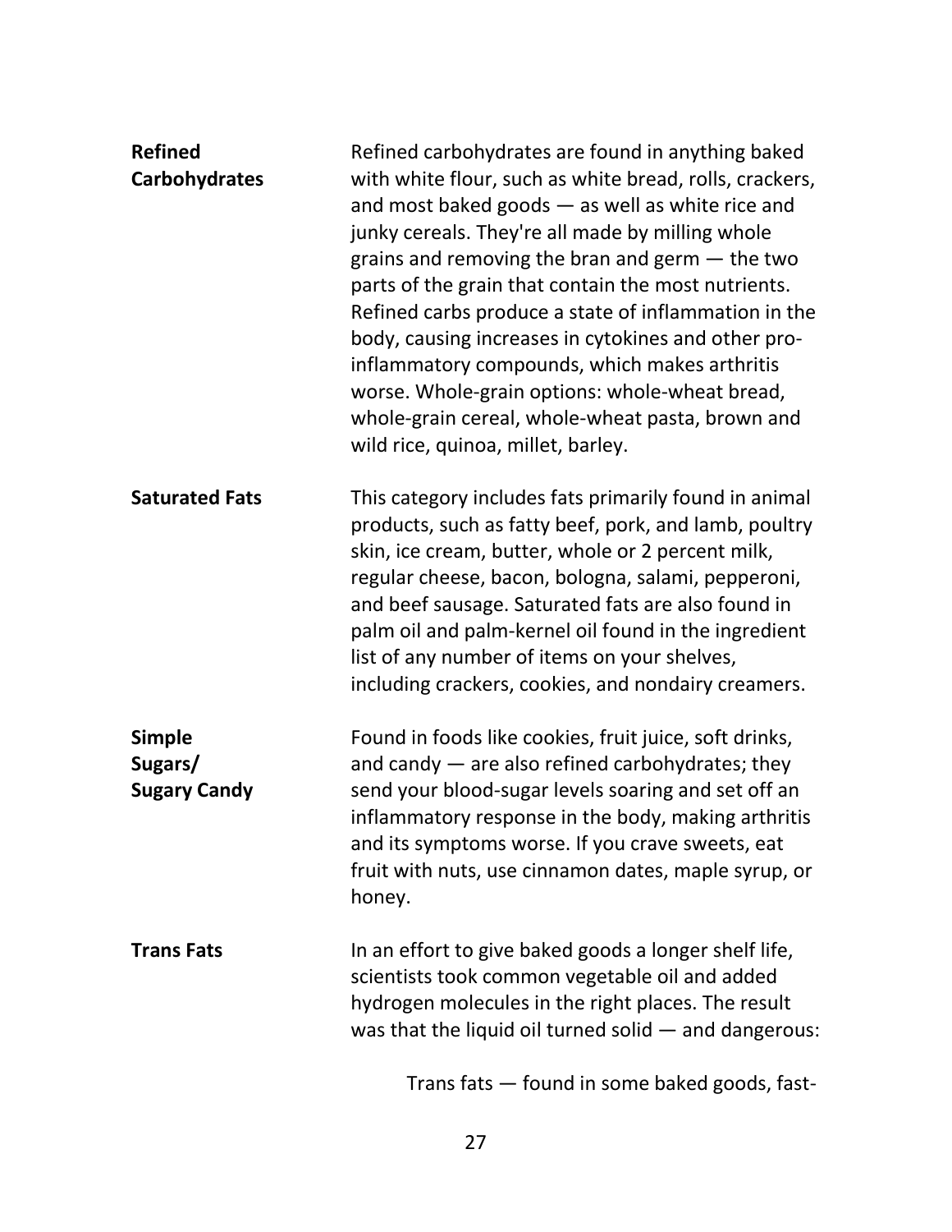**Refined Carbohydrates**

Refined carbohydrates are found in anything baked with white flour, such as white bread, rolls, crackers, and most baked goods — as well as white rice and junky cereals. They're all made by milling whole grains and removing the bran and germ — the two parts of the grain that contain the most nutrients. Refined carbs produce a state of inflammation in the body, causing increases in cytokines and other pro-inflammatory compounds, which makes arthritis worse. Whole-grain options: whole-wheat bread, whole-grain cereal, whole-wheat pasta, brown and wild rice, quinoa, millet, barley.

**Saturated Fats**

This category includes fats primarily found in animal products, such as fatty beef, pork, and lamb, poultry skin, ice cream, butter, whole or 2 percent milk, regular cheese, bacon, bologna, salami, pepperoni, and beef sausage. Saturated fats are also found in palm oil and palm-kernel oil found in the ingredient list of any number of items on your shelves, including crackers, cookies, and nondairy creamers.

**Simple Sugars/ Sugary Candy**

Found in foods like cookies, fruit juice, soft drinks, and candy — are also refined carbohydrates; they send your blood-sugar levels soaring and set off an inflammatory response in the body, making arthritis and its symptoms worse. If you crave sweets, eat fruit with nuts, use cinnamon dates, maple syrup, or honey.

**Trans Fats**

In an effort to give baked goods a longer shelf life, scientists took common vegetable oil and added hydrogen molecules in the right places. The result was that the liquid oil turned solid — and dangerous:

Trans fats — found in some baked goods, fast-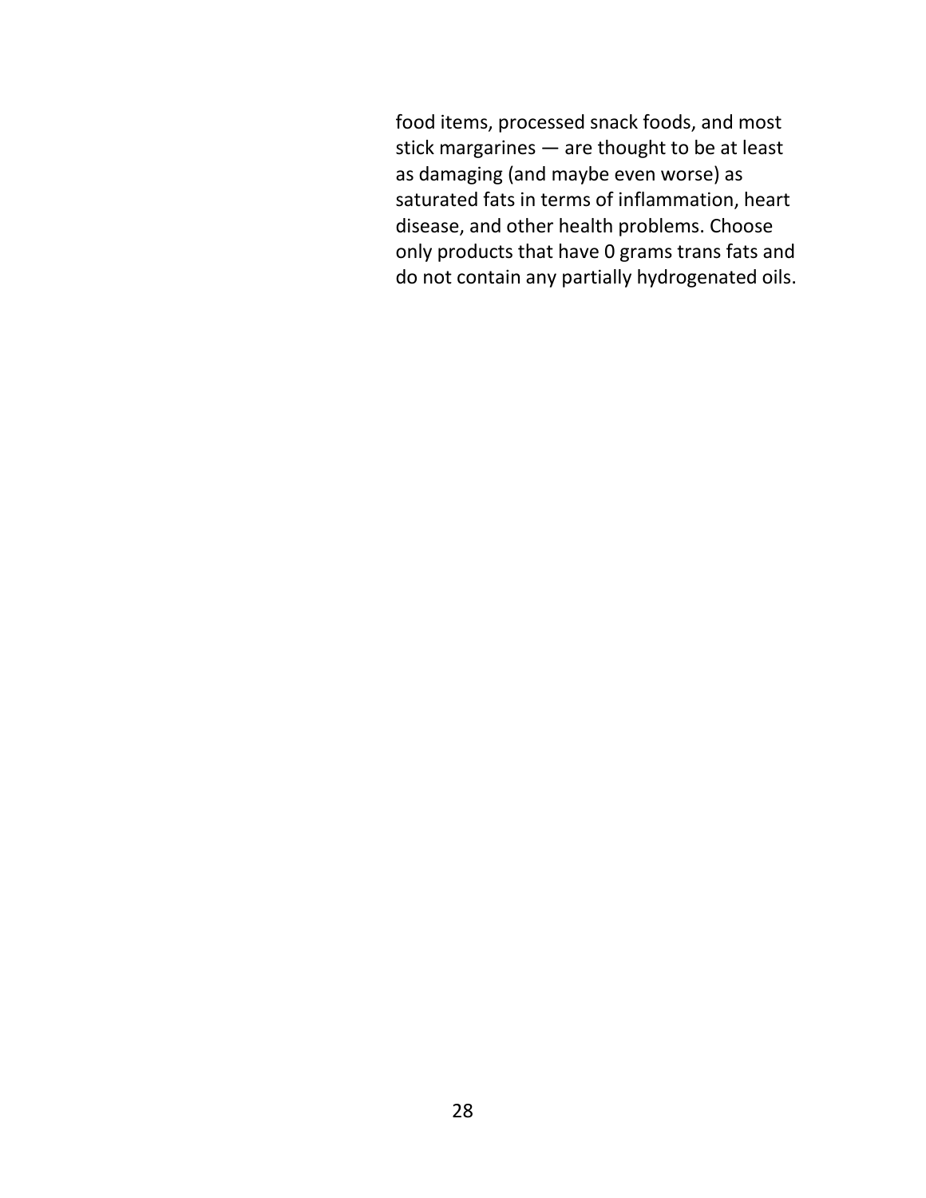food items, processed snack foods, and most stick margarines — are thought to be at least as damaging (and maybe even worse) as saturated fats in terms of inflammation, heart disease, and other health problems. Choose only products that have 0 grams trans fats and do not contain any partially hydrogenated oils.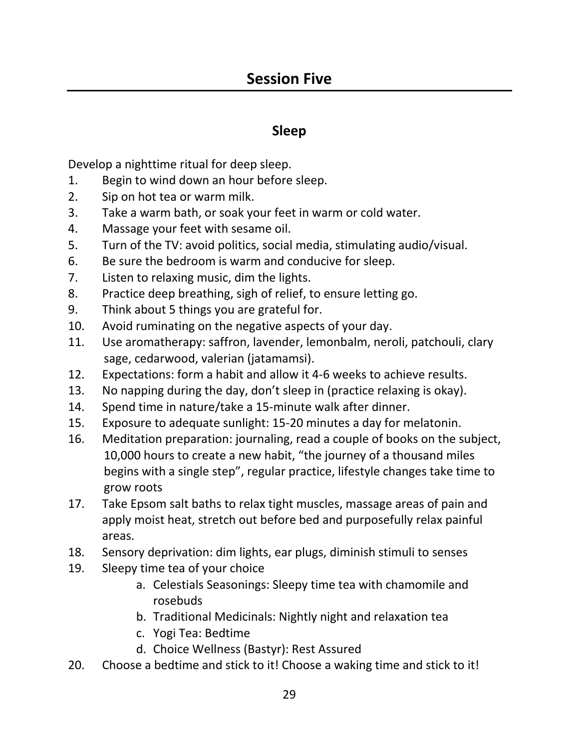# Session Five

## Sleep

Develop a nighttime ritual for deep sleep.

1. Begin to wind down an hour before sleep.
2. Sip on hot tea or warm milk.
3. Take a warm bath, or soak your feet in warm or cold water.
4. Massage your feet with sesame oil.
5. Turn of the TV: avoid politics, social media, stimulating audio/visual.
6. Be sure the bedroom is warm and conducive for sleep.
7. Listen to relaxing music, dim the lights.
8. Practice deep breathing, sigh of relief, to ensure letting go.
9. Think about 5 things you are grateful for.
10. Avoid ruminating on the negative aspects of your day.
11. Use aromatherapy: saffron, lavender, lemonbalm, neroli, patchouli, clary sage, cedarwood, valerian (jatamamsi).
12. Expectations: form a habit and allow it 4-6 weeks to achieve results.
13. No napping during the day, don't sleep in (practice relaxing is okay).
14. Spend time in nature/take a 15-minute walk after dinner.
15. Exposure to adequate sunlight: 15-20 minutes a day for melatonin.
16. Meditation preparation: journaling, read a couple of books on the subject, 10,000 hours to create a new habit, "the journey of a thousand miles begins with a single step", regular practice, lifestyle changes take time to grow roots
17. Take Epsom salt baths to relax tight muscles, massage areas of pain and apply moist heat, stretch out before bed and purposefully relax painful areas.
18. Sensory deprivation: dim lights, ear plugs, diminish stimuli to senses
19. Sleepy time tea of your choice
    a. Celestials Seasonings: Sleepy time tea with chamomile and rosebuds
    b. Traditional Medicinals: Nightly night and relaxation tea
    c. Yogi Tea: Bedtime
    d. Choice Wellness (Bastyr): Rest Assured
20. Choose a bedtime and stick to it! Choose a waking time and stick to it!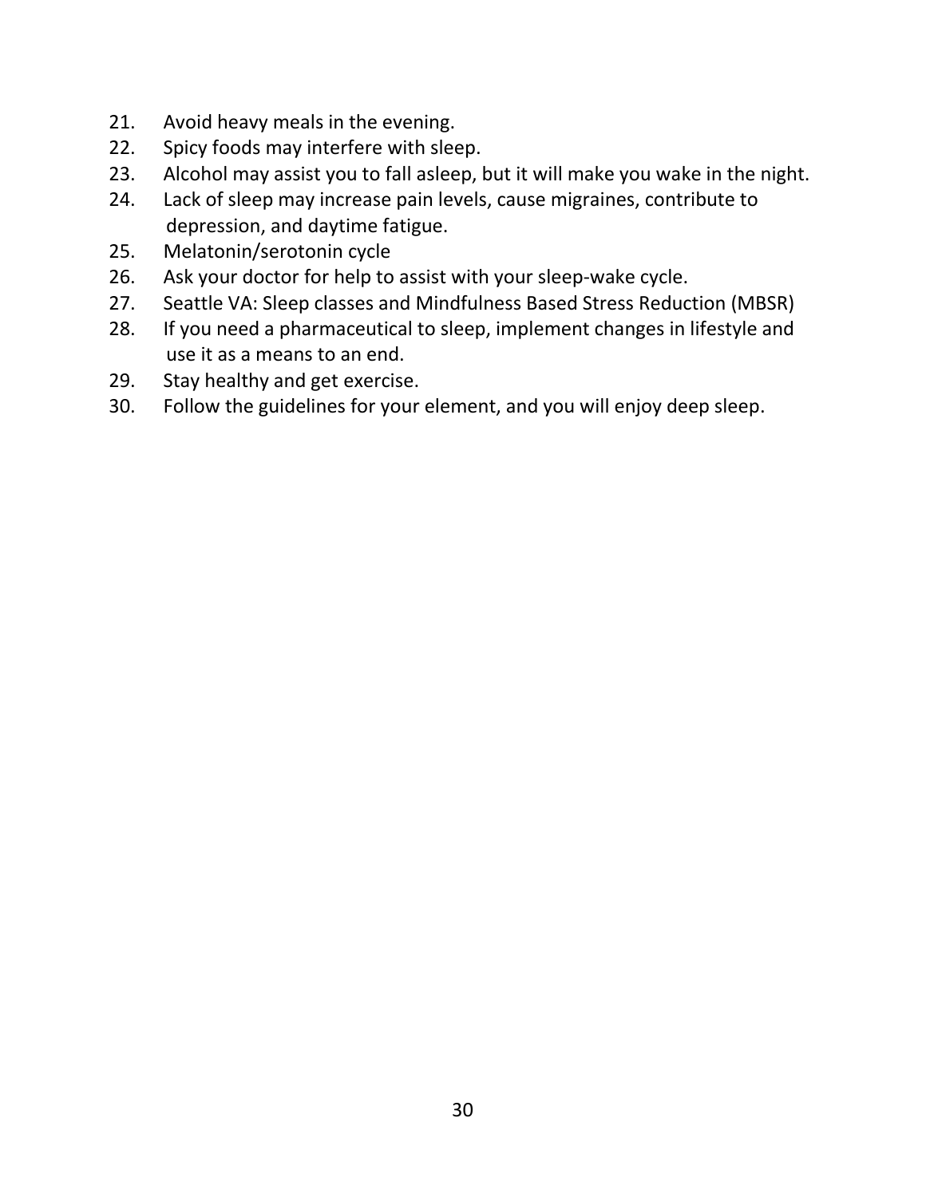21. Avoid heavy meals in the evening.
22. Spicy foods may interfere with sleep.
23. Alcohol may assist you to fall asleep, but it will make you wake in the night.
24. Lack of sleep may increase pain levels, cause migraines, contribute to depression, and daytime fatigue.
25. Melatonin/serotonin cycle
26. Ask your doctor for help to assist with your sleep-wake cycle.
27. Seattle VA: Sleep classes and Mindfulness Based Stress Reduction (MBSR)
28. If you need a pharmaceutical to sleep, implement changes in lifestyle and use it as a means to an end.
29. Stay healthy and get exercise.
30. Follow the guidelines for your element, and you will enjoy deep sleep.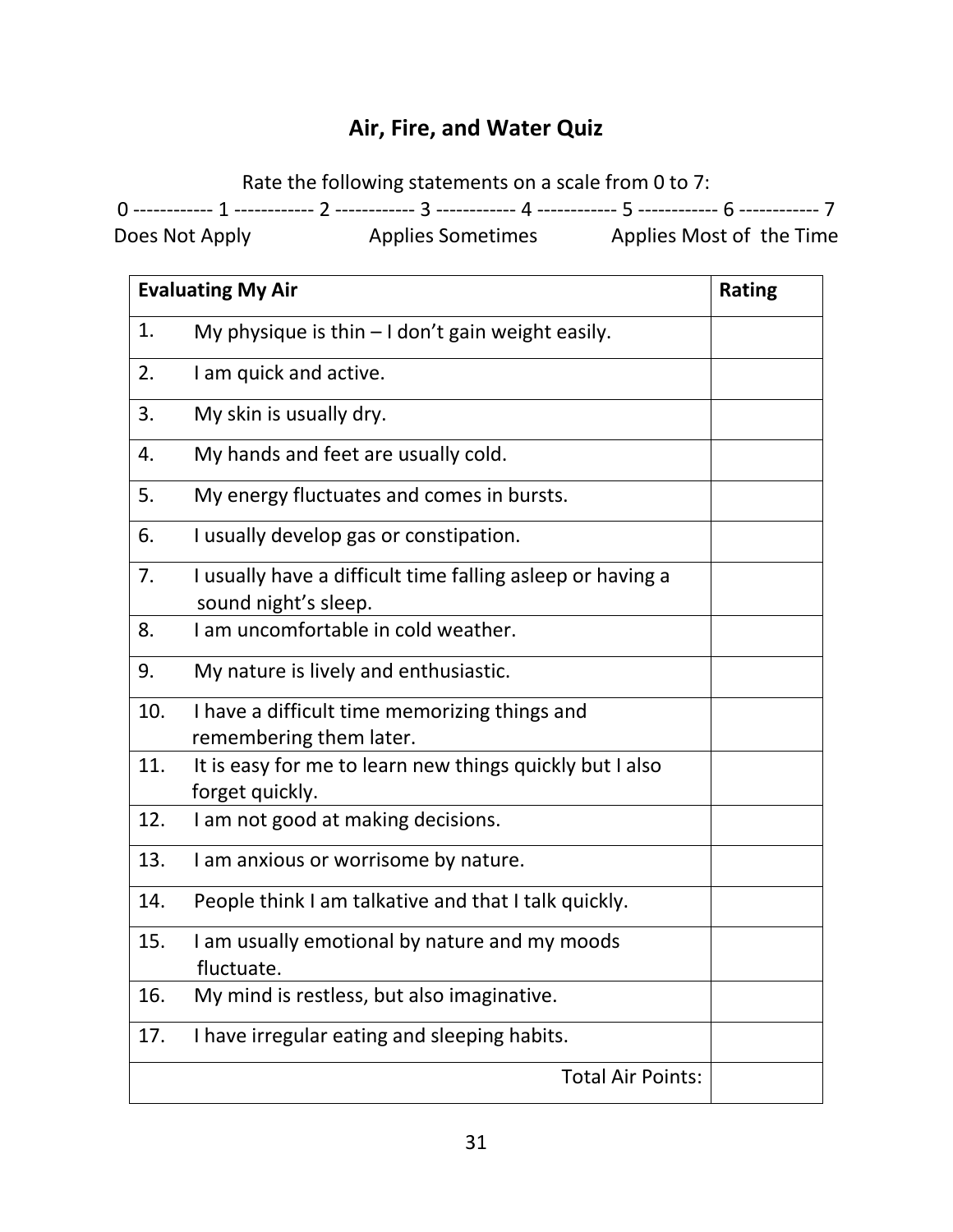## Air, Fire, and Water Quiz

Rate the following statements on a scale from 0 to 7:

0 ------------ 1 ------------ 2 ------------ 3 ------------ 4 ------------ 5 ------------ 6 ------------ 7

Does Not Apply Applies Sometimes Applies Most of the Time

| Evaluating My Air | Rating |
|---|---|
| 1. My physique is thin – I don't gain weight easily. | |
| 2. I am quick and active. | |
| 3. My skin is usually dry. | |
| 4. My hands and feet are usually cold. | |
| 5. My energy fluctuates and comes in bursts. | |
| 6. I usually develop gas or constipation. | |
| 7. I usually have a difficult time falling asleep or having a sound night's sleep. | |
| 8. I am uncomfortable in cold weather. | |
| 9. My nature is lively and enthusiastic. | |
| 10. I have a difficult time memorizing things and remembering them later. | |
| 11. It is easy for me to learn new things quickly but I also forget quickly. | |
| 12. I am not good at making decisions. | |
| 13. I am anxious or worrisome by nature. | |
| 14. People think I am talkative and that I talk quickly. | |
| 15. I am usually emotional by nature and my moods fluctuate. | |
| 16. My mind is restless, but also imaginative. | |
| 17. I have irregular eating and sleeping habits. | |
| Total Air Points: | |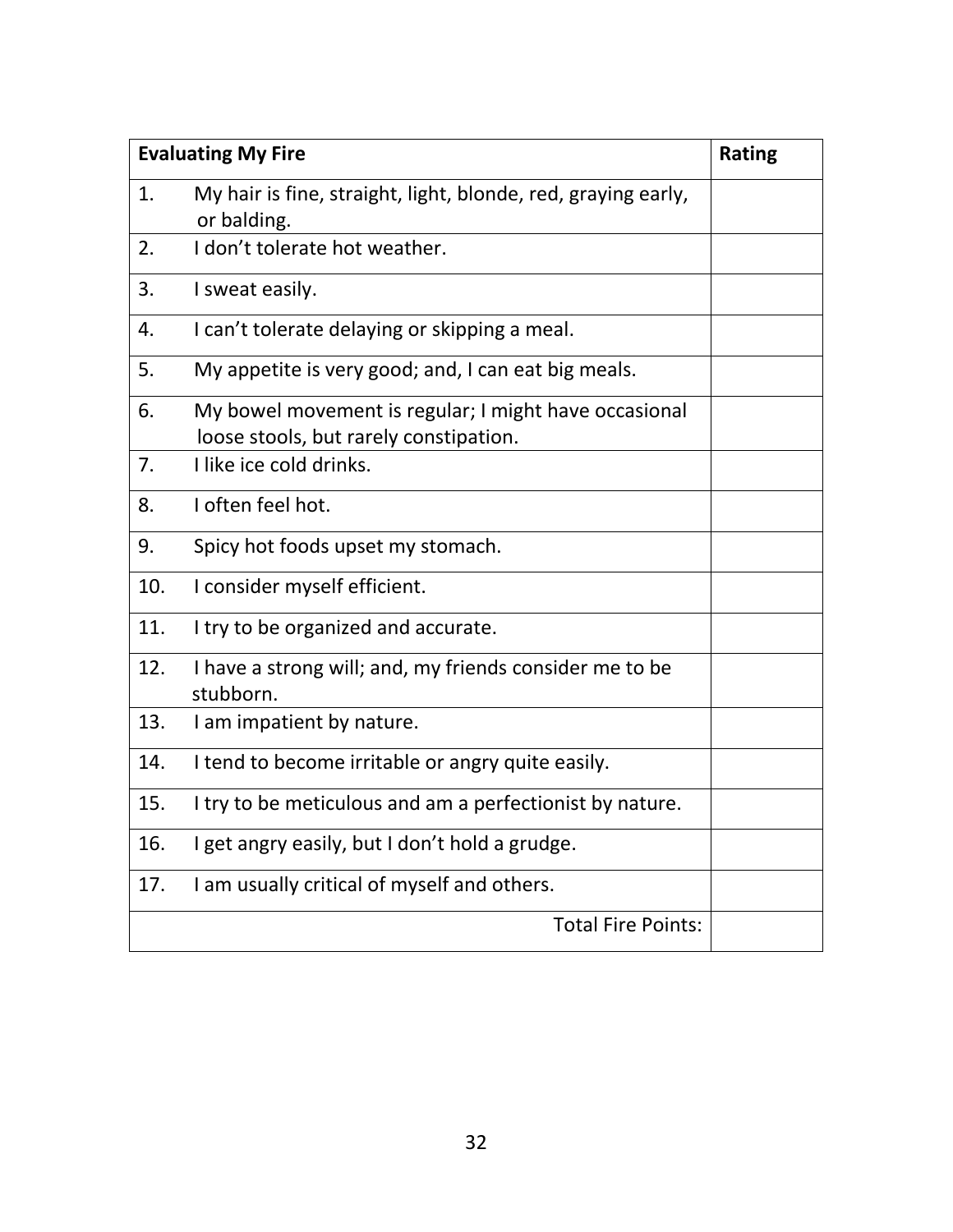| Evaluating My Fire | Rating |
|---|---|
| 1. My hair is fine, straight, light, blonde, red, graying early, or balding. | |
| 2. I don't tolerate hot weather. | |
| 3. I sweat easily. | |
| 4. I can't tolerate delaying or skipping a meal. | |
| 5. My appetite is very good; and, I can eat big meals. | |
| 6. My bowel movement is regular; I might have occasional loose stools, but rarely constipation. | |
| 7. I like ice cold drinks. | |
| 8. I often feel hot. | |
| 9. Spicy hot foods upset my stomach. | |
| 10. I consider myself efficient. | |
| 11. I try to be organized and accurate. | |
| 12. I have a strong will; and, my friends consider me to be stubborn. | |
| 13. I am impatient by nature. | |
| 14. I tend to become irritable or angry quite easily. | |
| 15. I try to be meticulous and am a perfectionist by nature. | |
| 16. I get angry easily, but I don't hold a grudge. | |
| 17. I am usually critical of myself and others. | |
| Total Fire Points: | |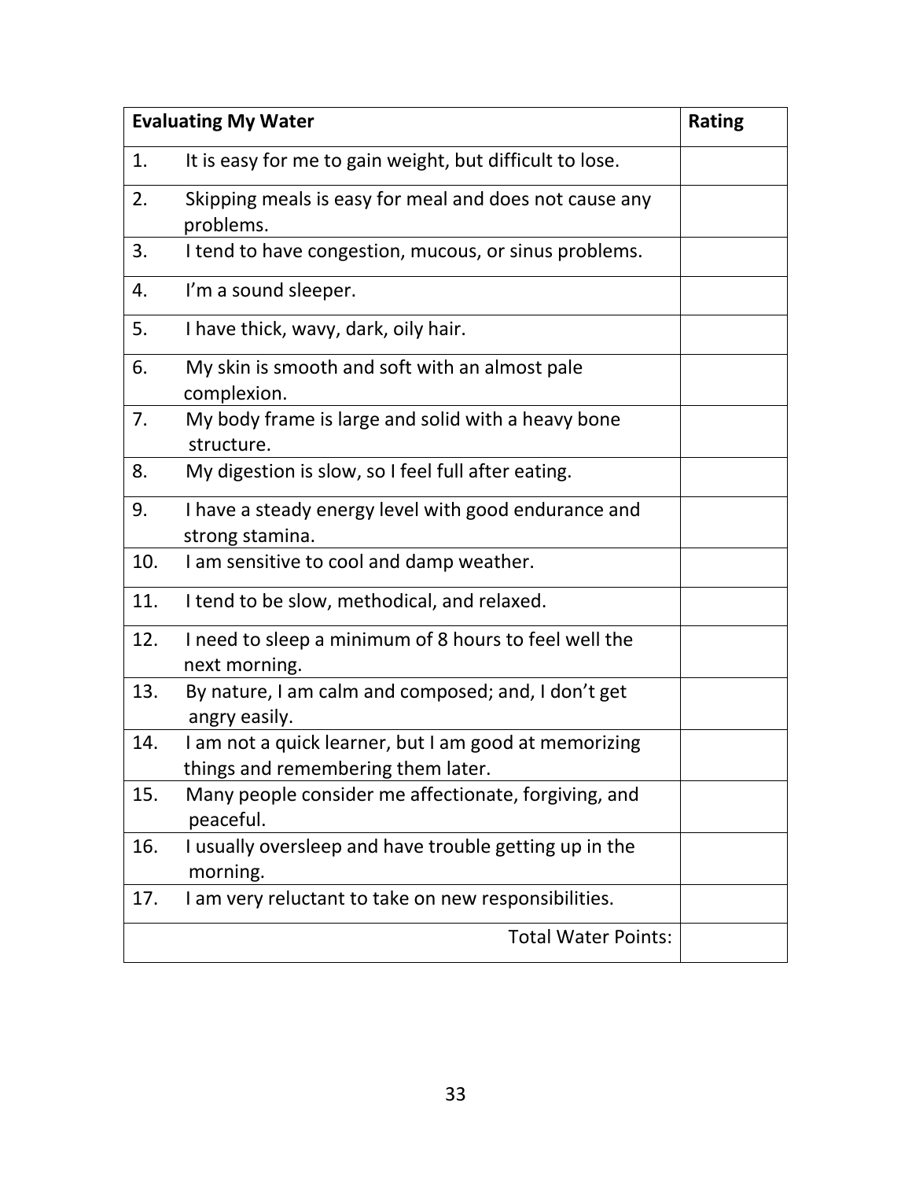| Evaluating My Water | Rating |
|---|---|
| 1. It is easy for me to gain weight, but difficult to lose. | |
| 2. Skipping meals is easy for meal and does not cause any problems. | |
| 3. I tend to have congestion, mucous, or sinus problems. | |
| 4. I'm a sound sleeper. | |
| 5. I have thick, wavy, dark, oily hair. | |
| 6. My skin is smooth and soft with an almost pale complexion. | |
| 7. My body frame is large and solid with a heavy bone structure. | |
| 8. My digestion is slow, so I feel full after eating. | |
| 9. I have a steady energy level with good endurance and strong stamina. | |
| 10. I am sensitive to cool and damp weather. | |
| 11. I tend to be slow, methodical, and relaxed. | |
| 12. I need to sleep a minimum of 8 hours to feel well the next morning. | |
| 13. By nature, I am calm and composed; and, I don't get angry easily. | |
| 14. I am not a quick learner, but I am good at memorizing things and remembering them later. | |
| 15. Many people consider me affectionate, forgiving, and peaceful. | |
| 16. I usually oversleep and have trouble getting up in the morning. | |
| 17. I am very reluctant to take on new responsibilities. | |
| Total Water Points: | |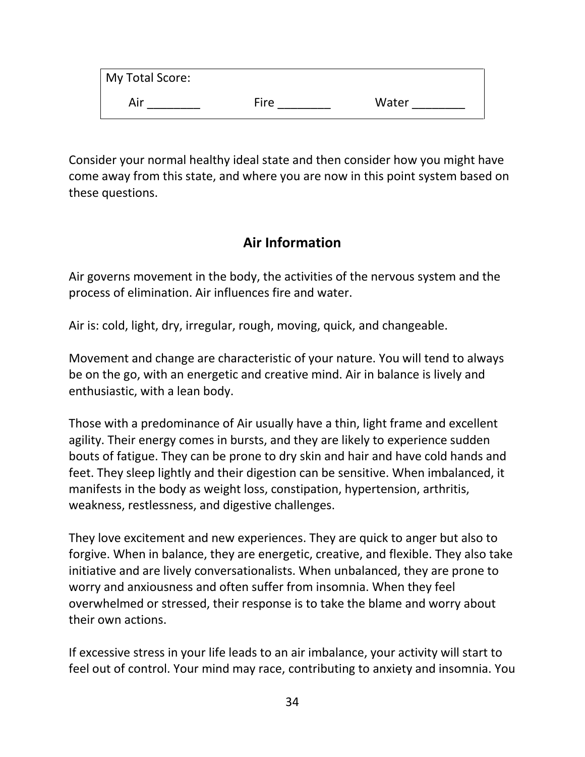| My Total Score: | | |
| --- | --- | --- |
| Air ________ | Fire ________ | Water ________ |

Consider your normal healthy ideal state and then consider how you might have come away from this state, and where you are now in this point system based on these questions.

## Air Information

Air governs movement in the body, the activities of the nervous system and the process of elimination. Air influences fire and water.

Air is: cold, light, dry, irregular, rough, moving, quick, and changeable.

Movement and change are characteristic of your nature. You will tend to always be on the go, with an energetic and creative mind. Air in balance is lively and enthusiastic, with a lean body.

Those with a predominance of Air usually have a thin, light frame and excellent agility. Their energy comes in bursts, and they are likely to experience sudden bouts of fatigue. They can be prone to dry skin and hair and have cold hands and feet. They sleep lightly and their digestion can be sensitive. When imbalanced, it manifests in the body as weight loss, constipation, hypertension, arthritis, weakness, restlessness, and digestive challenges.

They love excitement and new experiences. They are quick to anger but also to forgive. When in balance, they are energetic, creative, and flexible. They also take initiative and are lively conversationalists. When unbalanced, they are prone to worry and anxiousness and often suffer from insomnia. When they feel overwhelmed or stressed, their response is to take the blame and worry about their own actions.

If excessive stress in your life leads to an air imbalance, your activity will start to feel out of control. Your mind may race, contributing to anxiety and insomnia. You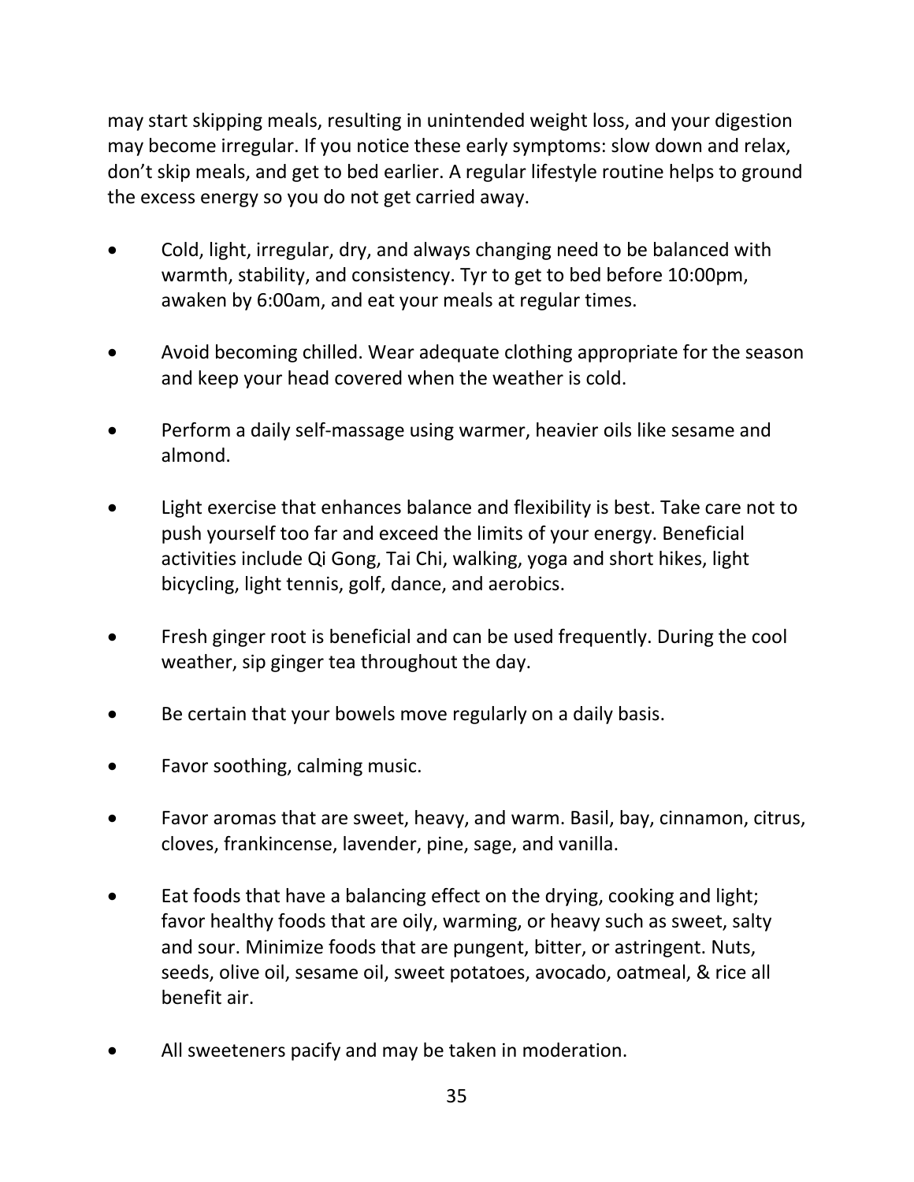may start skipping meals, resulting in unintended weight loss, and your digestion may become irregular. If you notice these early symptoms: slow down and relax, don't skip meals, and get to bed earlier. A regular lifestyle routine helps to ground the excess energy so you do not get carried away.

- Cold, light, irregular, dry, and always changing need to be balanced with warmth, stability, and consistency. Tyr to get to bed before 10:00pm, awaken by 6:00am, and eat your meals at regular times.

- Avoid becoming chilled. Wear adequate clothing appropriate for the season and keep your head covered when the weather is cold.

- Perform a daily self-massage using warmer, heavier oils like sesame and almond.

- Light exercise that enhances balance and flexibility is best. Take care not to push yourself too far and exceed the limits of your energy. Beneficial activities include Qi Gong, Tai Chi, walking, yoga and short hikes, light bicycling, light tennis, golf, dance, and aerobics.

- Fresh ginger root is beneficial and can be used frequently. During the cool weather, sip ginger tea throughout the day.

- Be certain that your bowels move regularly on a daily basis.

- Favor soothing, calming music.

- Favor aromas that are sweet, heavy, and warm. Basil, bay, cinnamon, citrus, cloves, frankincense, lavender, pine, sage, and vanilla.

- Eat foods that have a balancing effect on the drying, cooking and light; favor healthy foods that are oily, warming, or heavy such as sweet, salty and sour. Minimize foods that are pungent, bitter, or astringent. Nuts, seeds, olive oil, sesame oil, sweet potatoes, avocado, oatmeal, & rice all benefit air.

- All sweeteners pacify and may be taken in moderation.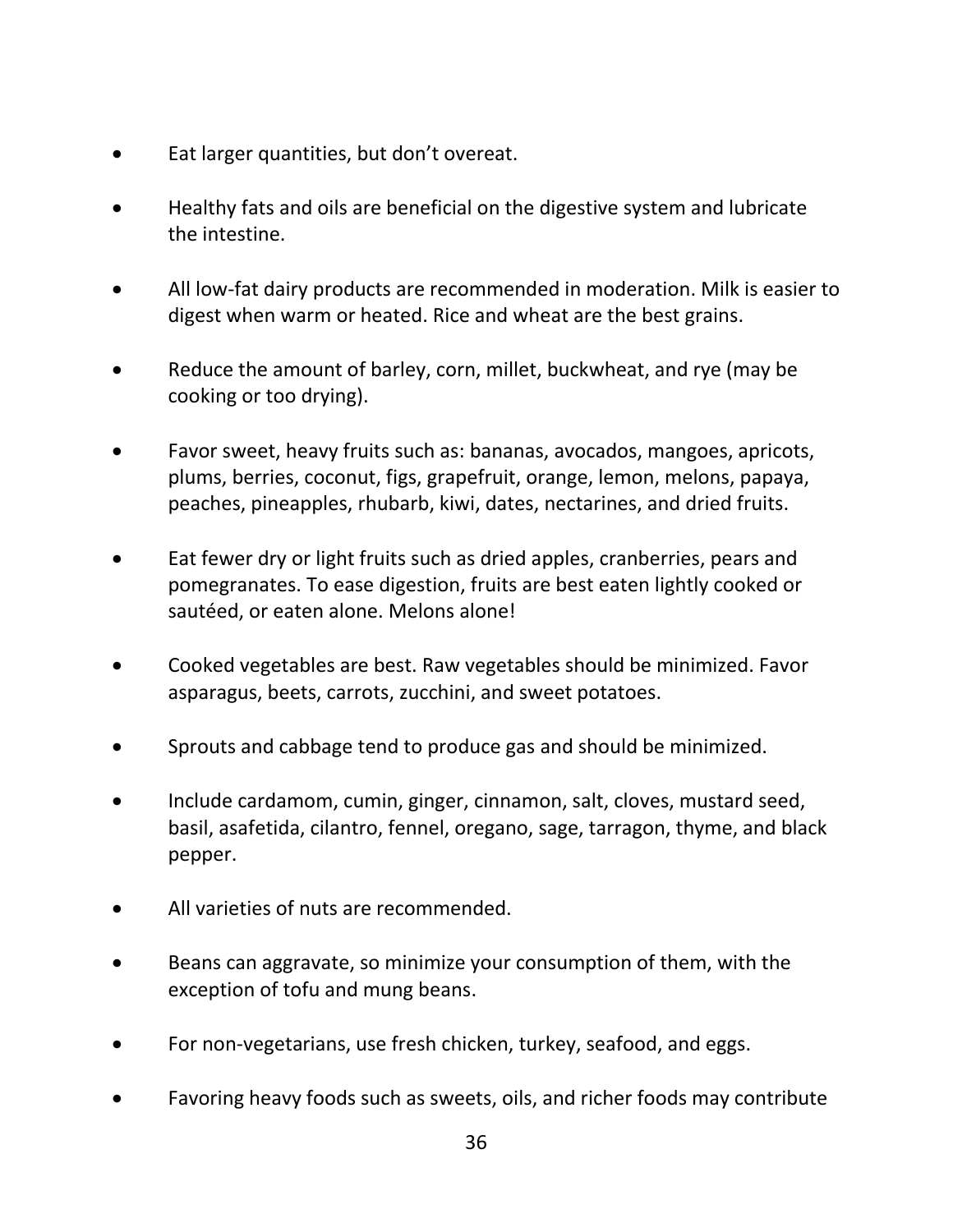- Eat larger quantities, but don’t overeat.

- Healthy fats and oils are beneficial on the digestive system and lubricate the intestine.

- All low-fat dairy products are recommended in moderation. Milk is easier to digest when warm or heated. Rice and wheat are the best grains.

- Reduce the amount of barley, corn, millet, buckwheat, and rye (may be cooking or too drying).

- Favor sweet, heavy fruits such as: bananas, avocados, mangoes, apricots, plums, berries, coconut, figs, grapefruit, orange, lemon, melons, papaya, peaches, pineapples, rhubarb, kiwi, dates, nectarines, and dried fruits.

- Eat fewer dry or light fruits such as dried apples, cranberries, pears and pomegranates. To ease digestion, fruits are best eaten lightly cooked or sautéed, or eaten alone. Melons alone!

- Cooked vegetables are best. Raw vegetables should be minimized. Favor asparagus, beets, carrots, zucchini, and sweet potatoes.

- Sprouts and cabbage tend to produce gas and should be minimized.

- Include cardamom, cumin, ginger, cinnamon, salt, cloves, mustard seed, basil, asafetida, cilantro, fennel, oregano, sage, tarragon, thyme, and black pepper.

- All varieties of nuts are recommended.

- Beans can aggravate, so minimize your consumption of them, with the exception of tofu and mung beans.

- For non-vegetarians, use fresh chicken, turkey, seafood, and eggs.

- Favoring heavy foods such as sweets, oils, and richer foods may contribute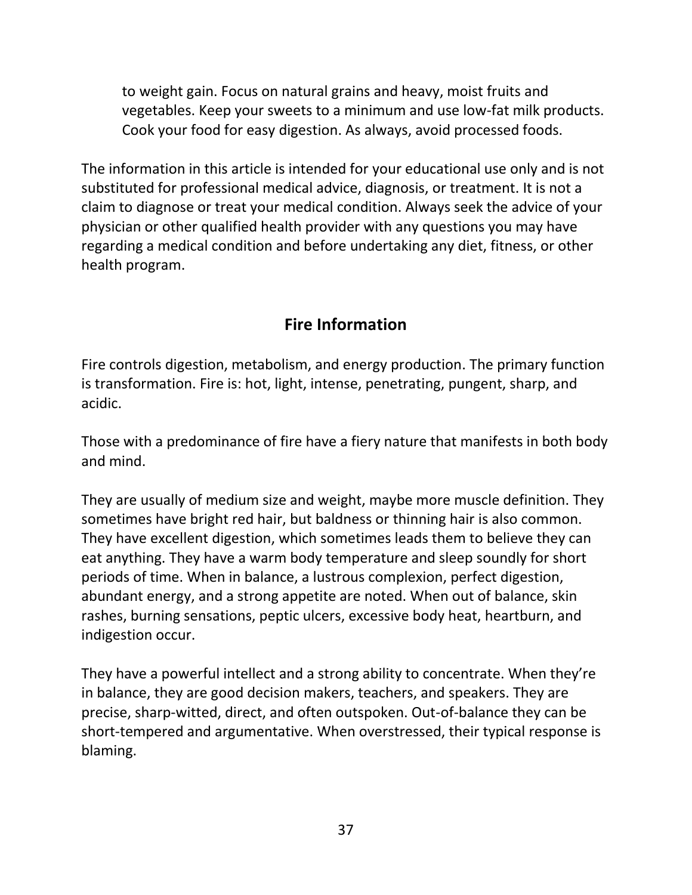to weight gain. Focus on natural grains and heavy, moist fruits and vegetables. Keep your sweets to a minimum and use low-fat milk products. Cook your food for easy digestion. As always, avoid processed foods.

The information in this article is intended for your educational use only and is not substituted for professional medical advice, diagnosis, or treatment. It is not a claim to diagnose or treat your medical condition. Always seek the advice of your physician or other qualified health provider with any questions you may have regarding a medical condition and before undertaking any diet, fitness, or other health program.

## Fire Information

Fire controls digestion, metabolism, and energy production. The primary function is transformation. Fire is: hot, light, intense, penetrating, pungent, sharp, and acidic.

Those with a predominance of fire have a fiery nature that manifests in both body and mind.

They are usually of medium size and weight, maybe more muscle definition. They sometimes have bright red hair, but baldness or thinning hair is also common. They have excellent digestion, which sometimes leads them to believe they can eat anything. They have a warm body temperature and sleep soundly for short periods of time. When in balance, a lustrous complexion, perfect digestion, abundant energy, and a strong appetite are noted. When out of balance, skin rashes, burning sensations, peptic ulcers, excessive body heat, heartburn, and indigestion occur.

They have a powerful intellect and a strong ability to concentrate. When they're in balance, they are good decision makers, teachers, and speakers. They are precise, sharp-witted, direct, and often outspoken. Out-of-balance they can be short-tempered and argumentative. When overstressed, their typical response is blaming.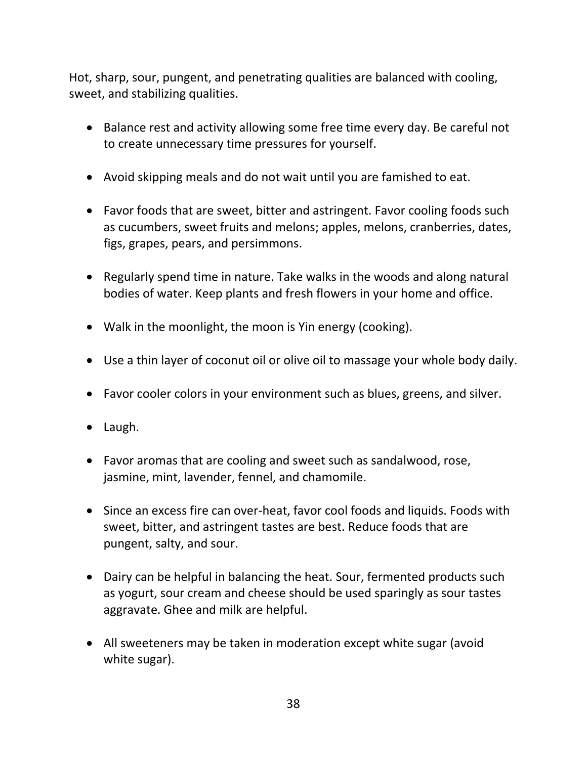Hot, sharp, sour, pungent, and penetrating qualities are balanced with cooling, sweet, and stabilizing qualities.

- Balance rest and activity allowing some free time every day. Be careful not to create unnecessary time pressures for yourself.

- Avoid skipping meals and do not wait until you are famished to eat.

- Favor foods that are sweet, bitter and astringent. Favor cooling foods such as cucumbers, sweet fruits and melons; apples, melons, cranberries, dates, figs, grapes, pears, and persimmons.

- Regularly spend time in nature. Take walks in the woods and along natural bodies of water. Keep plants and fresh flowers in your home and office.

- Walk in the moonlight, the moon is Yin energy (cooking).

- Use a thin layer of coconut oil or olive oil to massage your whole body daily.

- Favor cooler colors in your environment such as blues, greens, and silver.

- Laugh.

- Favor aromas that are cooling and sweet such as sandalwood, rose, jasmine, mint, lavender, fennel, and chamomile.

- Since an excess fire can over-heat, favor cool foods and liquids. Foods with sweet, bitter, and astringent tastes are best. Reduce foods that are pungent, salty, and sour.

- Dairy can be helpful in balancing the heat. Sour, fermented products such as yogurt, sour cream and cheese should be used sparingly as sour tastes aggravate. Ghee and milk are helpful.

- All sweeteners may be taken in moderation except white sugar (avoid white sugar).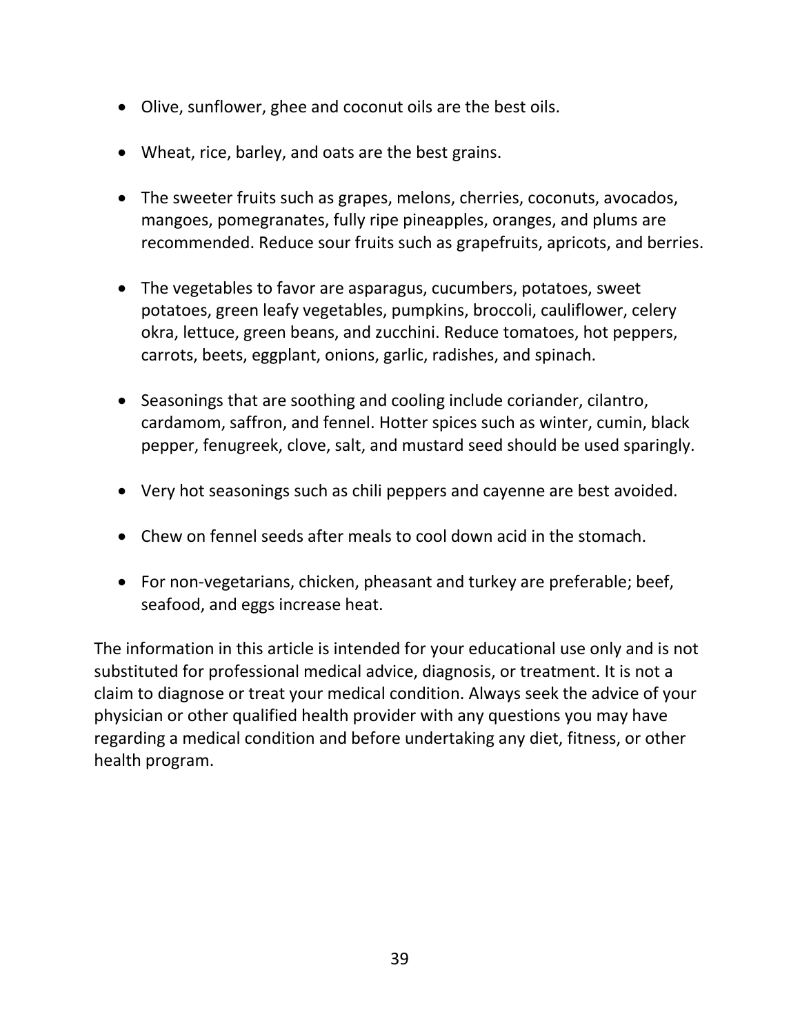- Olive, sunflower, ghee and coconut oils are the best oils.

- Wheat, rice, barley, and oats are the best grains.

- The sweeter fruits such as grapes, melons, cherries, coconuts, avocados, mangoes, pomegranates, fully ripe pineapples, oranges, and plums are recommended. Reduce sour fruits such as grapefruits, apricots, and berries.

- The vegetables to favor are asparagus, cucumbers, potatoes, sweet potatoes, green leafy vegetables, pumpkins, broccoli, cauliflower, celery okra, lettuce, green beans, and zucchini. Reduce tomatoes, hot peppers, carrots, beets, eggplant, onions, garlic, radishes, and spinach.

- Seasonings that are soothing and cooling include coriander, cilantro, cardamom, saffron, and fennel. Hotter spices such as winter, cumin, black pepper, fenugreek, clove, salt, and mustard seed should be used sparingly.

- Very hot seasonings such as chili peppers and cayenne are best avoided.

- Chew on fennel seeds after meals to cool down acid in the stomach.

- For non-vegetarians, chicken, pheasant and turkey are preferable; beef, seafood, and eggs increase heat.

The information in this article is intended for your educational use only and is not substituted for professional medical advice, diagnosis, or treatment. It is not a claim to diagnose or treat your medical condition. Always seek the advice of your physician or other qualified health provider with any questions you may have regarding a medical condition and before undertaking any diet, fitness, or other health program.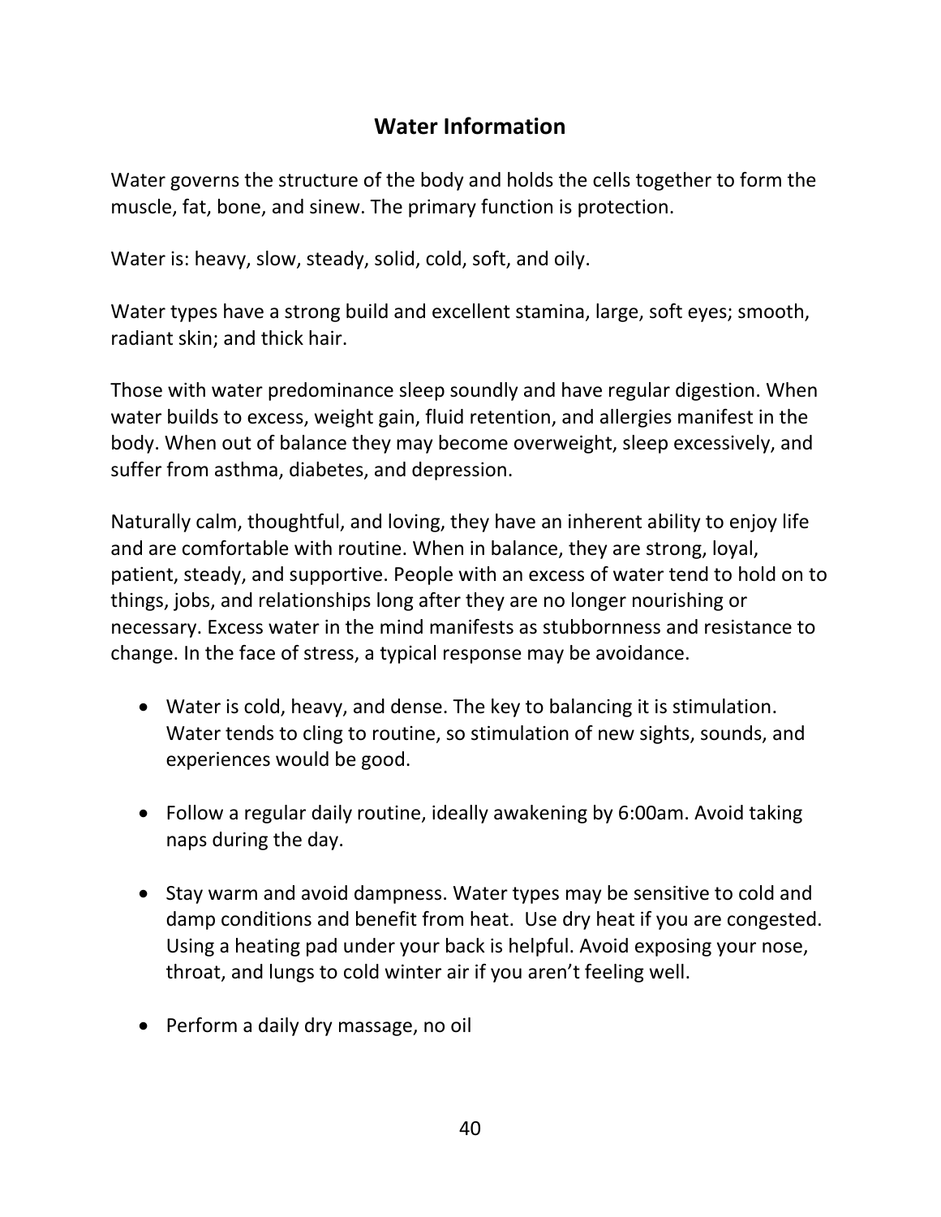## Water Information

Water governs the structure of the body and holds the cells together to form the muscle, fat, bone, and sinew. The primary function is protection.

Water is: heavy, slow, steady, solid, cold, soft, and oily.

Water types have a strong build and excellent stamina, large, soft eyes; smooth, radiant skin; and thick hair.

Those with water predominance sleep soundly and have regular digestion. When water builds to excess, weight gain, fluid retention, and allergies manifest in the body. When out of balance they may become overweight, sleep excessively, and suffer from asthma, diabetes, and depression.

Naturally calm, thoughtful, and loving, they have an inherent ability to enjoy life and are comfortable with routine. When in balance, they are strong, loyal, patient, steady, and supportive. People with an excess of water tend to hold on to things, jobs, and relationships long after they are no longer nourishing or necessary. Excess water in the mind manifests as stubbornness and resistance to change. In the face of stress, a typical response may be avoidance.

- Water is cold, heavy, and dense. The key to balancing it is stimulation. Water tends to cling to routine, so stimulation of new sights, sounds, and experiences would be good.

- Follow a regular daily routine, ideally awakening by 6:00am. Avoid taking naps during the day.

- Stay warm and avoid dampness. Water types may be sensitive to cold and damp conditions and benefit from heat. Use dry heat if you are congested. Using a heating pad under your back is helpful. Avoid exposing your nose, throat, and lungs to cold winter air if you aren't feeling well.

- Perform a daily dry massage, no oil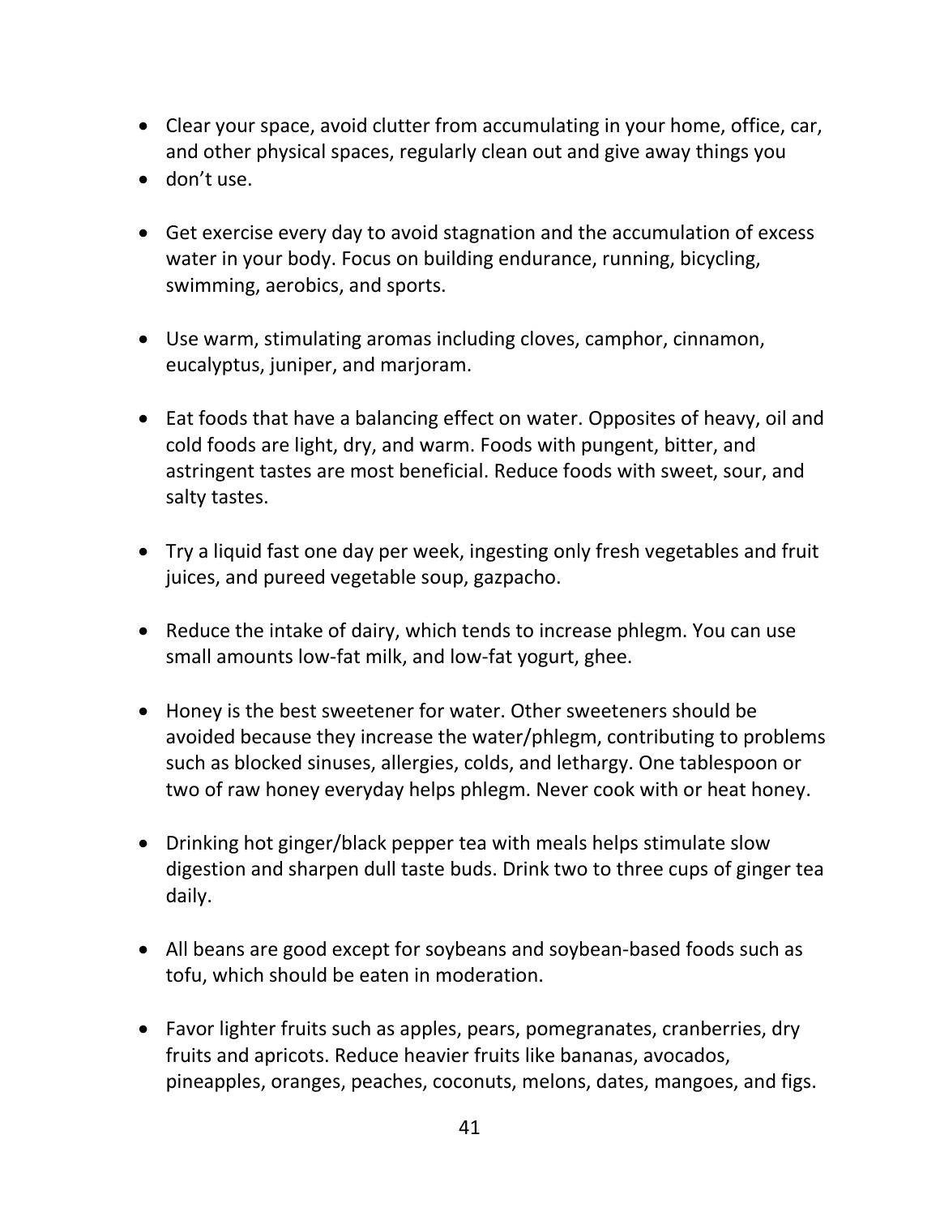- Clear your space, avoid clutter from accumulating in your home, office, car, and other physical spaces, regularly clean out and give away things you
- don't use.

- Get exercise every day to avoid stagnation and the accumulation of excess water in your body. Focus on building endurance, running, bicycling, swimming, aerobics, and sports.

- Use warm, stimulating aromas including cloves, camphor, cinnamon, eucalyptus, juniper, and marjoram.

- Eat foods that have a balancing effect on water. Opposites of heavy, oil and cold foods are light, dry, and warm. Foods with pungent, bitter, and astringent tastes are most beneficial. Reduce foods with sweet, sour, and salty tastes.

- Try a liquid fast one day per week, ingesting only fresh vegetables and fruit juices, and pureed vegetable soup, gazpacho.

- Reduce the intake of dairy, which tends to increase phlegm. You can use small amounts low-fat milk, and low-fat yogurt, ghee.

- Honey is the best sweetener for water. Other sweeteners should be avoided because they increase the water/phlegm, contributing to problems such as blocked sinuses, allergies, colds, and lethargy. One tablespoon or two of raw honey everyday helps phlegm. Never cook with or heat honey.

- Drinking hot ginger/black pepper tea with meals helps stimulate slow digestion and sharpen dull taste buds. Drink two to three cups of ginger tea daily.

- All beans are good except for soybeans and soybean-based foods such as tofu, which should be eaten in moderation.

- Favor lighter fruits such as apples, pears, pomegranates, cranberries, dry fruits and apricots. Reduce heavier fruits like bananas, avocados, pineapples, oranges, peaches, coconuts, melons, dates, mangoes, and figs.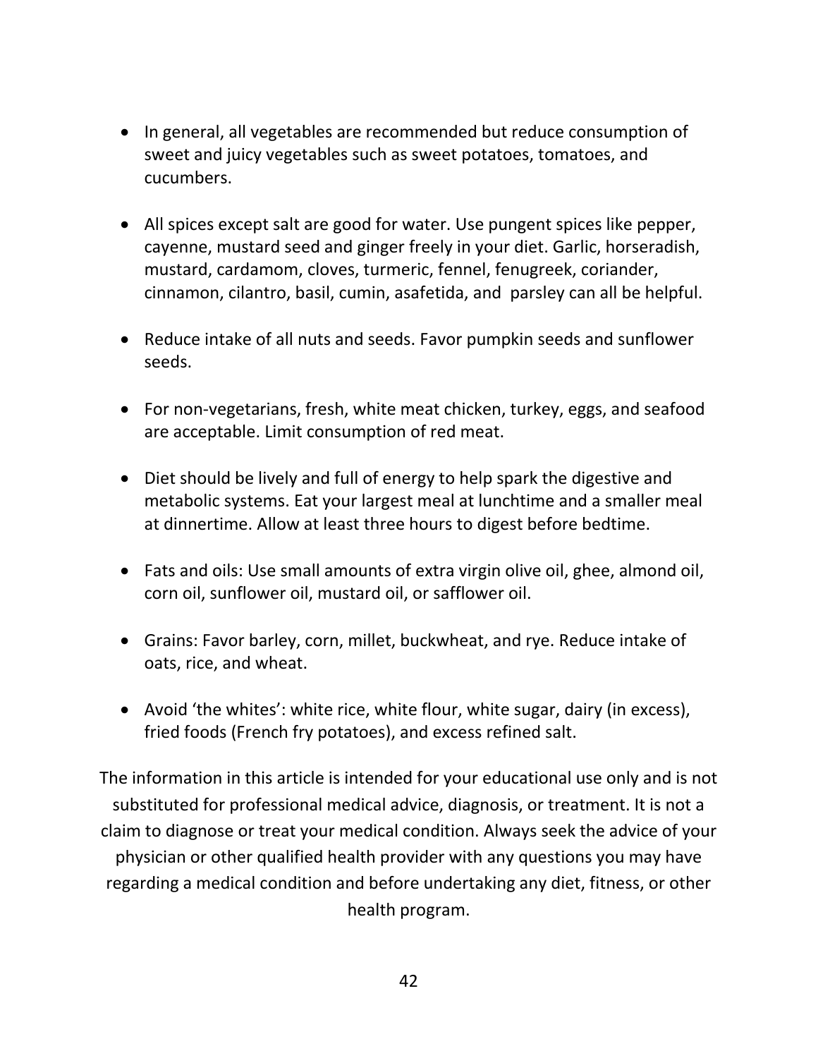- In general, all vegetables are recommended but reduce consumption of sweet and juicy vegetables such as sweet potatoes, tomatoes, and cucumbers.

- All spices except salt are good for water. Use pungent spices like pepper, cayenne, mustard seed and ginger freely in your diet. Garlic, horseradish, mustard, cardamom, cloves, turmeric, fennel, fenugreek, coriander, cinnamon, cilantro, basil, cumin, asafetida, and parsley can all be helpful.

- Reduce intake of all nuts and seeds. Favor pumpkin seeds and sunflower seeds.

- For non-vegetarians, fresh, white meat chicken, turkey, eggs, and seafood are acceptable. Limit consumption of red meat.

- Diet should be lively and full of energy to help spark the digestive and metabolic systems. Eat your largest meal at lunchtime and a smaller meal at dinnertime. Allow at least three hours to digest before bedtime.

- Fats and oils: Use small amounts of extra virgin olive oil, ghee, almond oil, corn oil, sunflower oil, mustard oil, or safflower oil.

- Grains: Favor barley, corn, millet, buckwheat, and rye. Reduce intake of oats, rice, and wheat.

- Avoid 'the whites': white rice, white flour, white sugar, dairy (in excess), fried foods (French fry potatoes), and excess refined salt.

The information in this article is intended for your educational use only and is not substituted for professional medical advice, diagnosis, or treatment. It is not a claim to diagnose or treat your medical condition. Always seek the advice of your physician or other qualified health provider with any questions you may have regarding a medical condition and before undertaking any diet, fitness, or other health program.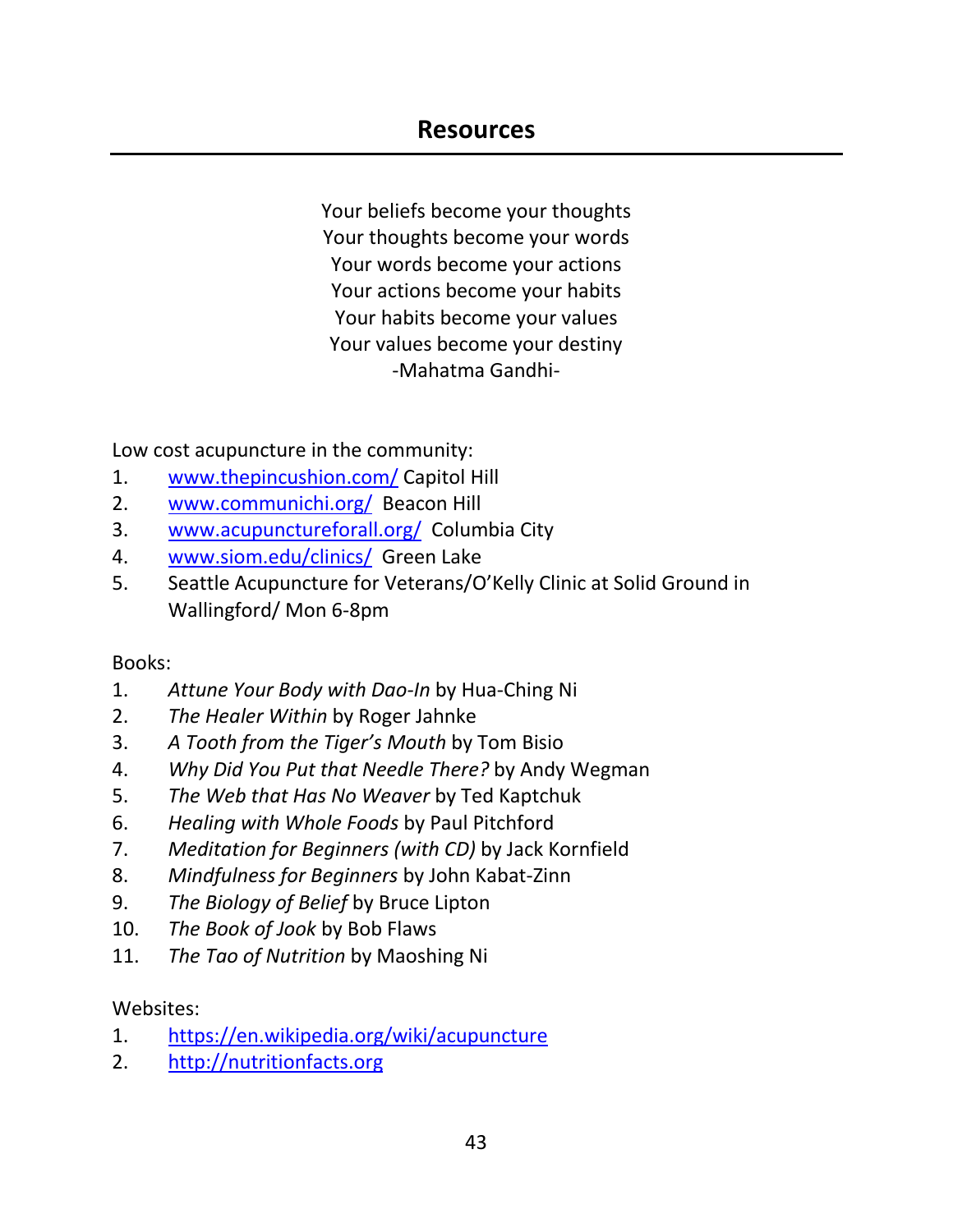# Resources

Your beliefs become your thoughts
Your thoughts become your words
Your words become your actions
Your actions become your habits
Your habits become your values
Your values become your destiny
-Mahatma Gandhi-

Low cost acupuncture in the community:

1. www.thepincushion.com/ Capitol Hill
2. www.communichi.org/ Beacon Hill
3. www.acupunctureforall.org/ Columbia City
4. www.siom.edu/clinics/ Green Lake
5. Seattle Acupuncture for Veterans/O'Kelly Clinic at Solid Ground in Wallingford/ Mon 6-8pm

Books:

1. *Attune Your Body with Dao-In* by Hua-Ching Ni
2. *The Healer Within* by Roger Jahnke
3. *A Tooth from the Tiger's Mouth* by Tom Bisio
4. *Why Did You Put that Needle There?* by Andy Wegman
5. *The Web that Has No Weaver* by Ted Kaptchuk
6. *Healing with Whole Foods* by Paul Pitchford
7. *Meditation for Beginners (with CD)* by Jack Kornfield
8. *Mindfulness for Beginners* by John Kabat-Zinn
9. *The Biology of Belief* by Bruce Lipton
10. *The Book of Jook* by Bob Flaws
11. *The Tao of Nutrition* by Maoshing Ni

Websites:

1. https://en.wikipedia.org/wiki/acupuncture
2. http://nutritionfacts.org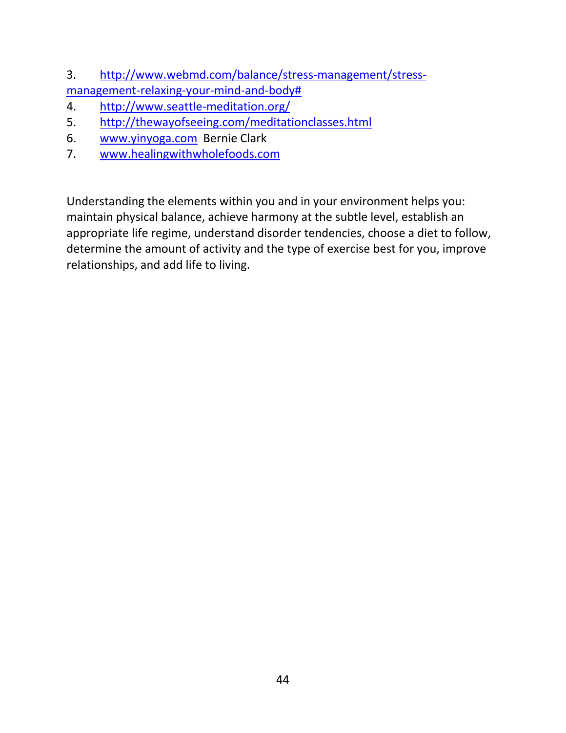3. http://www.webmd.com/balance/stress-management/stress-management-relaxing-your-mind-and-body#
4. http://www.seattle-meditation.org/
5. http://thewayofseeing.com/meditationclasses.html
6. www.yinyoga.com Bernie Clark
7. www.healingwithwholefoods.com

Understanding the elements within you and in your environment helps you: maintain physical balance, achieve harmony at the subtle level, establish an appropriate life regime, understand disorder tendencies, choose a diet to follow, determine the amount of activity and the type of exercise best for you, improve relationships, and add life to living.